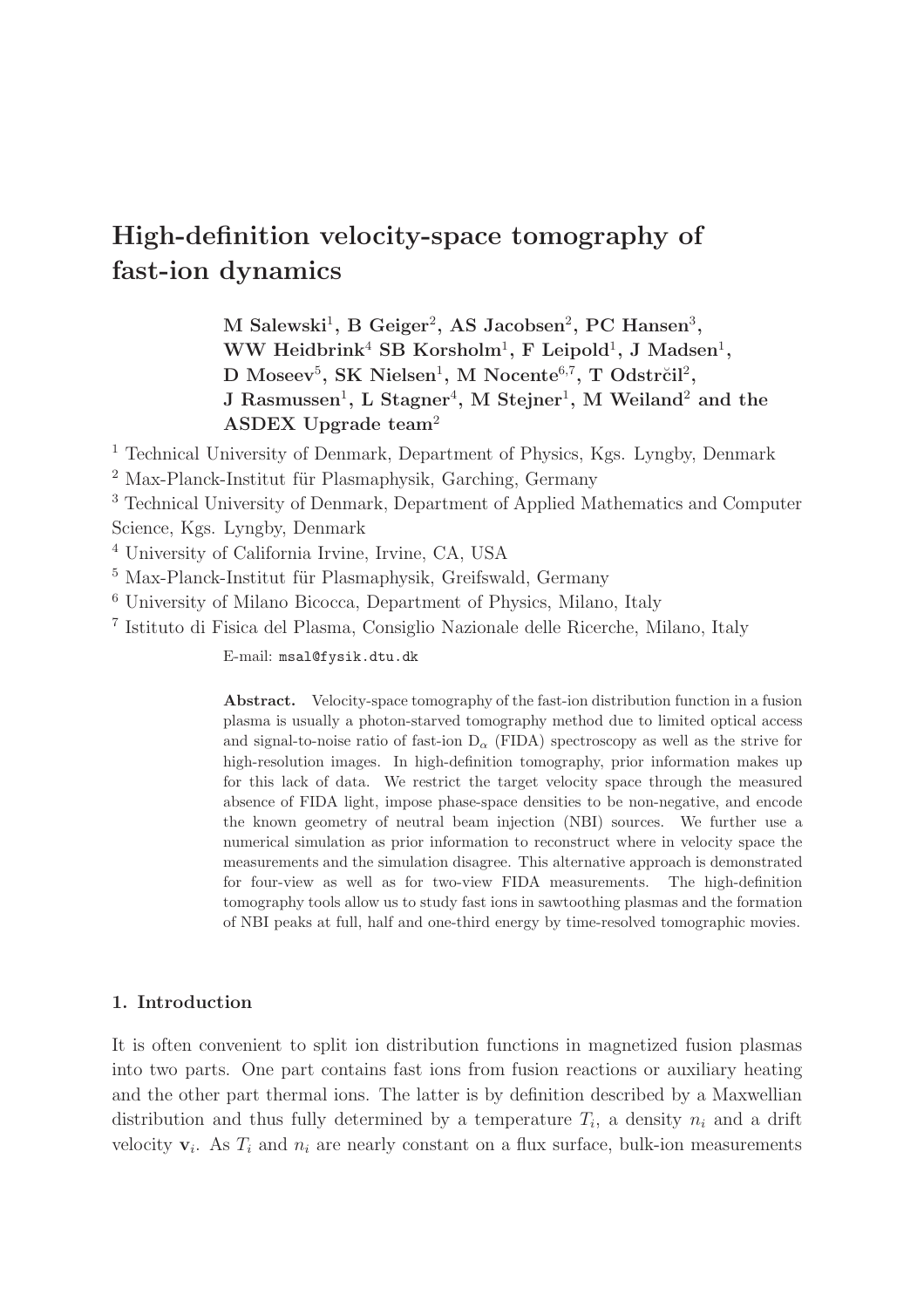# High-definition velocity-space tomography of fast-ion dynamics

**M Salewski[1], B Geiger[2], AS Jacobsen[2], PC Hansen[3], WW Heidbrink[4] SB Korsholm[1], F Leipold[1], J Madsen[1], D Moseev[5], SK Nielsen[1], M Nocente[6,7], T Odstrčil[2], J Rasmussen[1], L Stagner[4], M Stejner[1], M Weiland[2] and the ASDEX Upgrade team[2]**

[1] Technical University of Denmark, Department of Physics, Kgs. Lyngby, Denmark

[2] Max-Planck-Institut für Plasmaphysik, Garching, Germany

[3] Technical University of Denmark, Department of Applied Mathematics and Computer Science, Kgs. Lyngby, Denmark

[4] University of California Irvine, Irvine, CA, USA

[5] Max-Planck-Institut für Plasmaphysik, Greifswald, Germany

[6] University of Milano Bicocca, Department of Physics, Milano, Italy

[7] Istituto di Fisica del Plasma, Consiglio Nazionale delle Ricerche, Milano, Italy

E-mail: `msal@fysik.dtu.dk`

**Abstract.** Velocity-space tomography of the fast-ion distribution function in a fusion plasma is usually a photon-starved tomography method due to limited optical access and signal-to-noise ratio of fast-ion $D_\alpha$ (FIDA) spectroscopy as well as the strive for high-resolution images. In high-definition tomography, prior information makes up for this lack of data. We restrict the target velocity space through the measured absence of FIDA light, impose phase-space densities to be non-negative, and encode the known geometry of neutral beam injection (NBI) sources. We further use a numerical simulation as prior information to reconstruct where in velocity space the measurements and the simulation disagree. This alternative approach is demonstrated for four-view as well as for two-view FIDA measurements. The high-definition tomography tools allow us to study fast ions in sawtoothing plasmas and the formation of NBI peaks at full, half and one-third energy by time-resolved tomographic movies.

## 1. Introduction

It is often convenient to split ion distribution functions in magnetized fusion plasmas into two parts. One part contains fast ions from fusion reactions or auxiliary heating and the other part thermal ions. The latter is by definition described by a Maxwellian distribution and thus fully determined by a temperature $T_i$, a density $n_i$ and a drift velocity $\mathbf{v}_i$. As $T_i$ and $n_i$ are nearly constant on a flux surface, bulk-ion measurements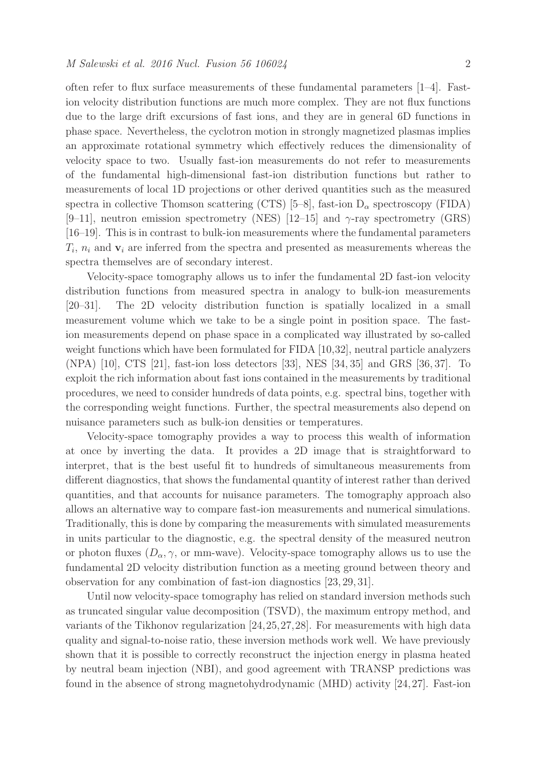often refer to flux surface measurements of these fundamental parameters [1–4]. Fast-ion velocity distribution functions are much more complex. They are not flux functions due to the large drift excursions of fast ions, and they are in general 6D functions in phase space. Nevertheless, the cyclotron motion in strongly magnetized plasmas implies an approximate rotational symmetry which effectively reduces the dimensionality of velocity space to two. Usually fast-ion measurements do not refer to measurements of the fundamental high-dimensional fast-ion distribution functions but rather to measurements of local 1D projections or other derived quantities such as the measured spectra in collective Thomson scattering (CTS) [5–8], fast-ion $D_\alpha$ spectroscopy (FIDA) [9–11], neutron emission spectrometry (NES) [12–15] and $\gamma$-ray spectrometry (GRS) [16–19]. This is in contrast to bulk-ion measurements where the fundamental parameters $T_i$, $n_i$ and $\mathbf{v}_i$ are inferred from the spectra and presented as measurements whereas the spectra themselves are of secondary interest.

Velocity-space tomography allows us to infer the fundamental 2D fast-ion velocity distribution functions from measured spectra in analogy to bulk-ion measurements [20–31]. The 2D velocity distribution function is spatially localized in a small measurement volume which we take to be a single point in position space. The fast-ion measurements depend on phase space in a complicated way illustrated by so-called weight functions which have been formulated for FIDA [10,32], neutral particle analyzers (NPA) [10], CTS [21], fast-ion loss detectors [33], NES [34, 35] and GRS [36, 37]. To exploit the rich information about fast ions contained in the measurements by traditional procedures, we need to consider hundreds of data points, e.g. spectral bins, together with the corresponding weight functions. Further, the spectral measurements also depend on nuisance parameters such as bulk-ion densities or temperatures.

Velocity-space tomography provides a way to process this wealth of information at once by inverting the data. It provides a 2D image that is straightforward to interpret, that is the best useful fit to hundreds of simultaneous measurements from different diagnostics, that shows the fundamental quantity of interest rather than derived quantities, and that accounts for nuisance parameters. The tomography approach also allows an alternative way to compare fast-ion measurements and numerical simulations. Traditionally, this is done by comparing the measurements with simulated measurements in units particular to the diagnostic, e.g. the spectral density of the measured neutron or photon fluxes ($D_\alpha, \gamma$, or mm-wave). Velocity-space tomography allows us to use the fundamental 2D velocity distribution function as a meeting ground between theory and observation for any combination of fast-ion diagnostics [23, 29, 31].

Until now velocity-space tomography has relied on standard inversion methods such as truncated singular value decomposition (TSVD), the maximum entropy method, and variants of the Tikhonov regularization [24,25,27,28]. For measurements with high data quality and signal-to-noise ratio, these inversion methods work well. We have previously shown that it is possible to correctly reconstruct the injection energy in plasma heated by neutral beam injection (NBI), and good agreement with TRANSP predictions was found in the absence of strong magnetohydrodynamic (MHD) activity [24, 27]. Fast-ion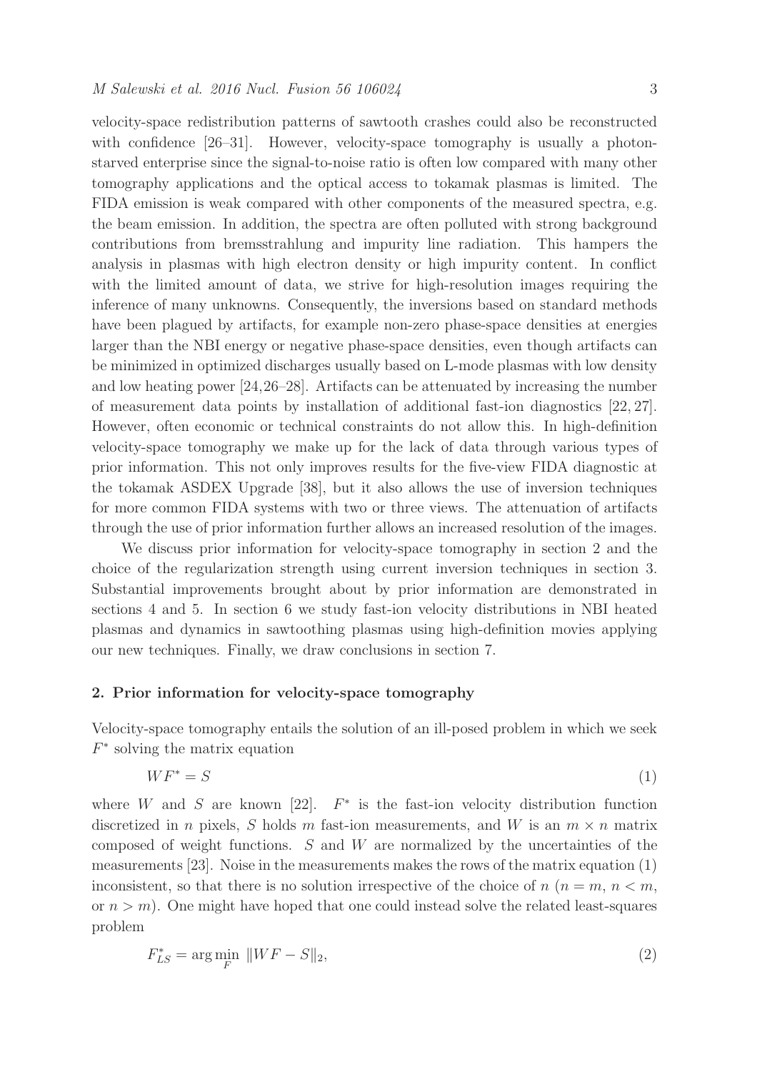velocity-space redistribution patterns of sawtooth crashes could also be reconstructed with confidence [26–31]. However, velocity-space tomography is usually a photon-starved enterprise since the signal-to-noise ratio is often low compared with many other tomography applications and the optical access to tokamak plasmas is limited. The FIDA emission is weak compared with other components of the measured spectra, e.g. the beam emission. In addition, the spectra are often polluted with strong background contributions from bremsstrahlung and impurity line radiation. This hampers the analysis in plasmas with high electron density or high impurity content. In conflict with the limited amount of data, we strive for high-resolution images requiring the inference of many unknowns. Consequently, the inversions based on standard methods have been plagued by artifacts, for example non-zero phase-space densities at energies larger than the NBI energy or negative phase-space densities, even though artifacts can be minimized in optimized discharges usually based on L-mode plasmas with low density and low heating power [24,26–28]. Artifacts can be attenuated by increasing the number of measurement data points by installation of additional fast-ion diagnostics [22, 27]. However, often economic or technical constraints do not allow this. In high-definition velocity-space tomography we make up for the lack of data through various types of prior information. This not only improves results for the five-view FIDA diagnostic at the tokamak ASDEX Upgrade [38], but it also allows the use of inversion techniques for more common FIDA systems with two or three views. The attenuation of artifacts through the use of prior information further allows an increased resolution of the images.

We discuss prior information for velocity-space tomography in section 2 and the choice of the regularization strength using current inversion techniques in section 3. Substantial improvements brought about by prior information are demonstrated in sections 4 and 5. In section 6 we study fast-ion velocity distributions in NBI heated plasmas and dynamics in sawtoothing plasmas using high-definition movies applying our new techniques. Finally, we draw conclusions in section 7.

## 2. Prior information for velocity-space tomography

Velocity-space tomography entails the solution of an ill-posed problem in which we seek $F^*$ solving the matrix equation

$$WF^* = S \tag{1}$$

where $W$ and $S$ are known [22]. $F^*$ is the fast-ion velocity distribution function discretized in $n$ pixels, $S$ holds $m$ fast-ion measurements, and $W$ is an $m \times n$ matrix composed of weight functions. $S$ and $W$ are normalized by the uncertainties of the measurements [23]. Noise in the measurements makes the rows of the matrix equation (1) inconsistent, so that there is no solution irrespective of the choice of $n$ ($n = m$, $n < m$, or $n > m$). One might have hoped that one could instead solve the related least-squares problem

$$F^*_{LS} = \arg\min_F \; \|WF - S\|_2, \tag{2}$$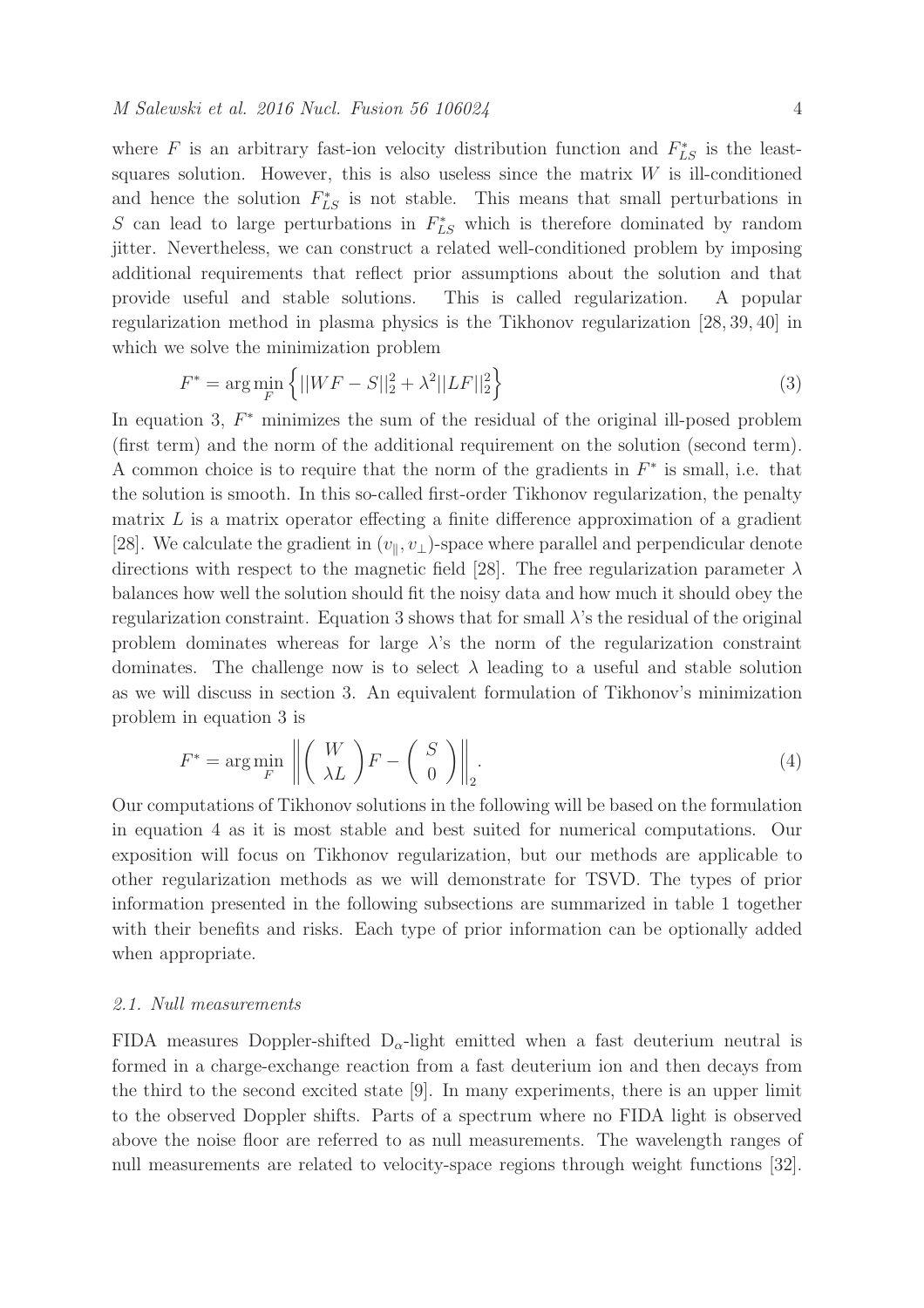where $F$ is an arbitrary fast-ion velocity distribution function and $F^*_{LS}$ is the least-squares solution. However, this is also useless since the matrix $W$ is ill-conditioned and hence the solution $F^*_{LS}$ is not stable. This means that small perturbations in $S$ can lead to large perturbations in $F^*_{LS}$ which is therefore dominated by random jitter. Nevertheless, we can construct a related well-conditioned problem by imposing additional requirements that reflect prior assumptions about the solution and that provide useful and stable solutions. This is called regularization. A popular regularization method in plasma physics is the Tikhonov regularization [28, 39, 40] in which we solve the minimization problem

$$F^* = \arg\min_F \left\{ ||WF - S||_2^2 + \lambda^2 ||LF||_2^2 \right\} \tag{3}$$

In equation 3, $F^*$ minimizes the sum of the residual of the original ill-posed problem (first term) and the norm of the additional requirement on the solution (second term). A common choice is to require that the norm of the gradients in $F^*$ is small, i.e. that the solution is smooth. In this so-called first-order Tikhonov regularization, the penalty matrix $L$ is a matrix operator effecting a finite difference approximation of a gradient [28]. We calculate the gradient in $(v_\parallel, v_\perp)$-space where parallel and perpendicular denote directions with respect to the magnetic field [28]. The free regularization parameter $\lambda$ balances how well the solution should fit the noisy data and how much it should obey the regularization constraint. Equation 3 shows that for small $\lambda$'s the residual of the original problem dominates whereas for large $\lambda$'s the norm of the regularization constraint dominates. The challenge now is to select $\lambda$ leading to a useful and stable solution as we will discuss in section 3. An equivalent formulation of Tikhonov's minimization problem in equation 3 is

$$F^* = \arg\min_F \left\| \begin{pmatrix} W \\ \lambda L \end{pmatrix} F - \begin{pmatrix} S \\ 0 \end{pmatrix} \right\|_2. \tag{4}$$

Our computations of Tikhonov solutions in the following will be based on the formulation in equation 4 as it is most stable and best suited for numerical computations. Our exposition will focus on Tikhonov regularization, but our methods are applicable to other regularization methods as we will demonstrate for TSVD. The types of prior information presented in the following subsections are summarized in table 1 together with their benefits and risks. Each type of prior information can be optionally added when appropriate.

### *2.1. Null measurements*

FIDA measures Doppler-shifted $D_\alpha$-light emitted when a fast deuterium neutral is formed in a charge-exchange reaction from a fast deuterium ion and then decays from the third to the second excited state [9]. In many experiments, there is an upper limit to the observed Doppler shifts. Parts of a spectrum where no FIDA light is observed above the noise floor are referred to as null measurements. The wavelength ranges of null measurements are related to velocity-space regions through weight functions [32].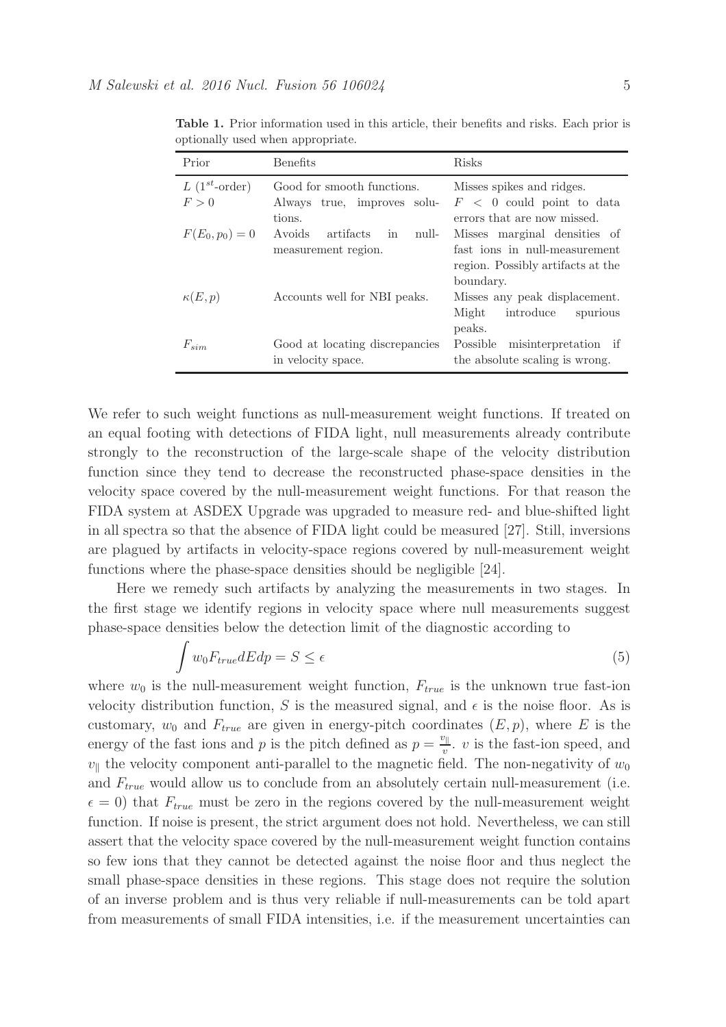**Table 1.** Prior information used in this article, their benefits and risks. Each prior is optionally used when appropriate.

| Prior | Benefits | Risks |
|---|---|---|
| $L$ ($1^{st}$-order) | Good for smooth functions. | Misses spikes and ridges. |
| $F > 0$ | Always true, improves solutions. | $F < 0$ could point to data errors that are now missed. |
| $F(E_0, p_0) = 0$ | Avoids artifacts in null-measurement region. | Misses marginal densities of fast ions in null-measurement region. Possibly artifacts at the boundary. |
| $\kappa(E, p)$ | Accounts well for NBI peaks. | Misses any peak displacement. Might introduce spurious peaks. |
| $F_{sim}$ | Good at locating discrepancies in velocity space. | Possible misinterpretation if the absolute scaling is wrong. |

We refer to such weight functions as null-measurement weight functions. If treated on an equal footing with detections of FIDA light, null measurements already contribute strongly to the reconstruction of the large-scale shape of the velocity distribution function since they tend to decrease the reconstructed phase-space densities in the velocity space covered by the null-measurement weight functions. For that reason the FIDA system at ASDEX Upgrade was upgraded to measure red- and blue-shifted light in all spectra so that the absence of FIDA light could be measured [27]. Still, inversions are plagued by artifacts in velocity-space regions covered by null-measurement weight functions where the phase-space densities should be negligible [24].

Here we remedy such artifacts by analyzing the measurements in two stages. In the first stage we identify regions in velocity space where null measurements suggest phase-space densities below the detection limit of the diagnostic according to

$$\int w_0 F_{true} dE dp = S \leq \epsilon \tag{5}$$

where $w_0$ is the null-measurement weight function, $F_{true}$ is the unknown true fast-ion velocity distribution function, $S$ is the measured signal, and $\epsilon$ is the noise floor. As is customary, $w_0$ and $F_{true}$ are given in energy-pitch coordinates $(E, p)$, where $E$ is the energy of the fast ions and $p$ is the pitch defined as $p = \frac{v_\parallel}{v}$. $v$ is the fast-ion speed, and $v_\parallel$ the velocity component anti-parallel to the magnetic field. The non-negativity of $w_0$ and $F_{true}$ would allow us to conclude from an absolutely certain null-measurement (i.e. $\epsilon = 0$) that $F_{true}$ must be zero in the regions covered by the null-measurement weight function. If noise is present, the strict argument does not hold. Nevertheless, we can still assert that the velocity space covered by the null-measurement weight function contains so few ions that they cannot be detected against the noise floor and thus neglect the small phase-space densities in these regions. This stage does not require the solution of an inverse problem and is thus very reliable if null-measurements can be told apart from measurements of small FIDA intensities, i.e. if the measurement uncertainties can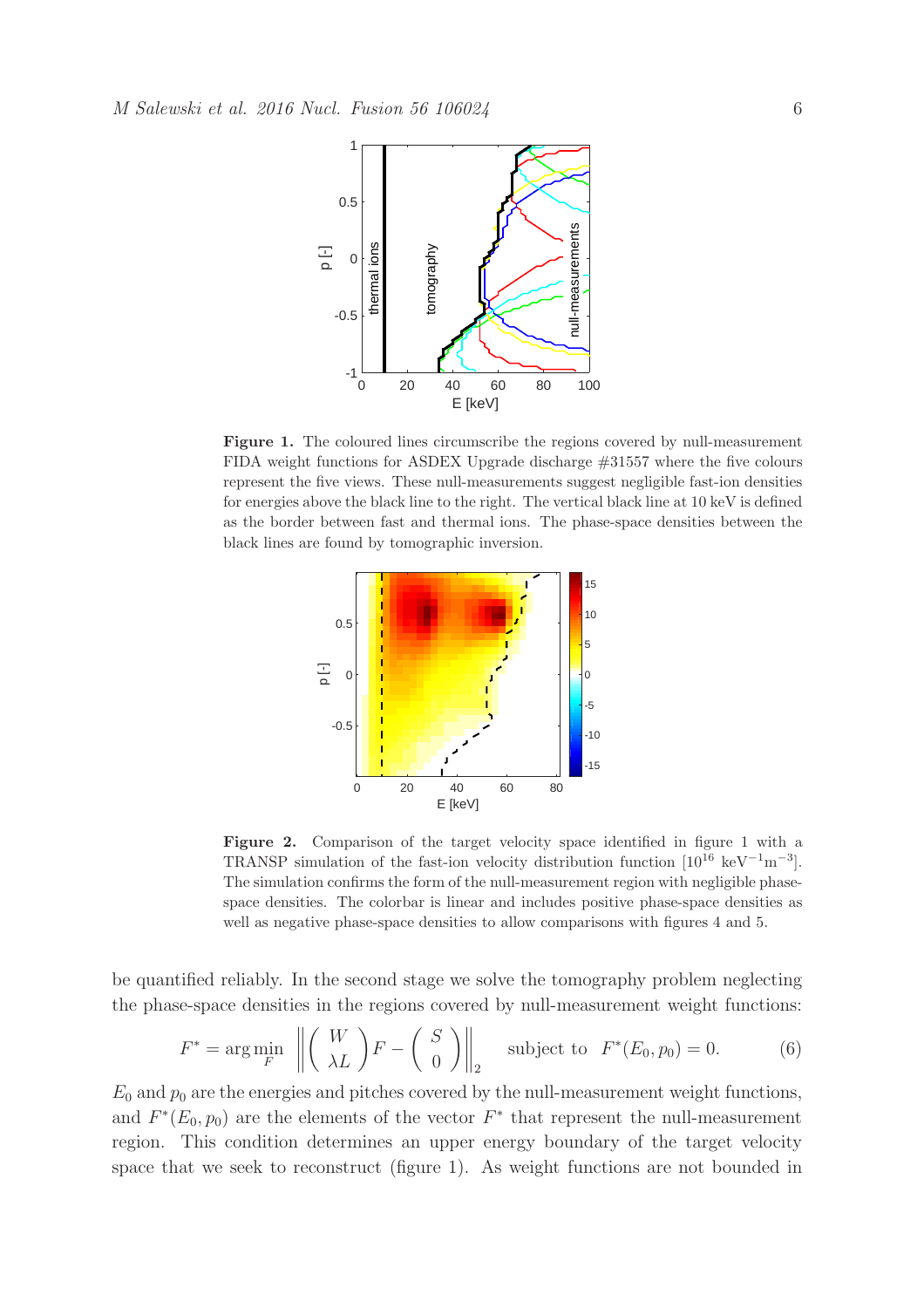**Figure 1.** The coloured lines circumscribe the regions covered by null-measurement FIDA weight functions for ASDEX Upgrade discharge #31557 where the five colours represent the five views. These null-measurements suggest negligible fast-ion densities for energies above the black line to the right. The vertical black line at 10 keV is defined as the border between fast and thermal ions. The phase-space densities between the black lines are found by tomographic inversion.

**Figure 2.** Comparison of the target velocity space identified in figure 1 with a TRANSP simulation of the fast-ion velocity distribution function [$10^{16}$ keV$^{-1}$m$^{-3}$]. The simulation confirms the form of the null-measurement region with negligible phase-space densities. The colorbar is linear and includes positive phase-space densities as well as negative phase-space densities to allow comparisons with figures 4 and 5.

be quantified reliably. In the second stage we solve the tomography problem neglecting the phase-space densities in the regions covered by null-measurement weight functions:

$$F^* = \arg\min_F \left\| \begin{pmatrix} W \\ \lambda L \end{pmatrix} F - \begin{pmatrix} S \\ 0 \end{pmatrix} \right\|_2 \quad \text{subject to} \quad F^*(E_0, p_0) = 0. \tag{6}$$

$E_0$ and $p_0$ are the energies and pitches covered by the null-measurement weight functions, and $F^*(E_0, p_0)$ are the elements of the vector $F^*$ that represent the null-measurement region. This condition determines an upper energy boundary of the target velocity space that we seek to reconstruct (figure 1). As weight functions are not bounded in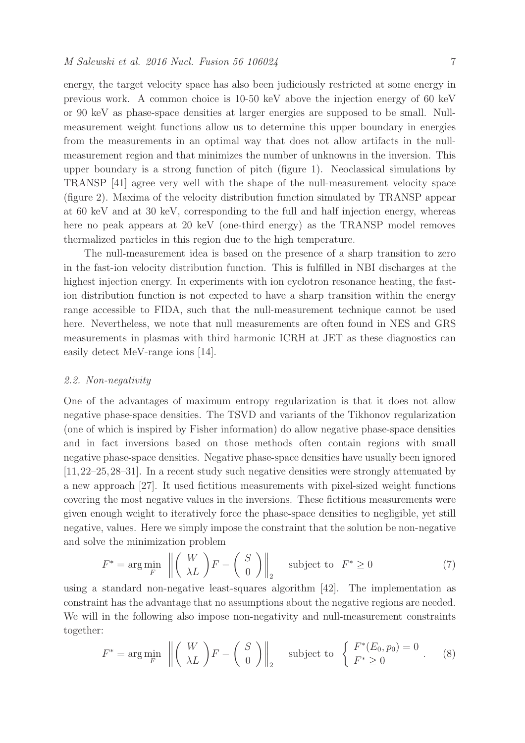energy, the target velocity space has also been judiciously restricted at some energy in previous work. A common choice is 10-50 keV above the injection energy of 60 keV or 90 keV as phase-space densities at larger energies are supposed to be small. Null-measurement weight functions allow us to determine this upper boundary in energies from the measurements in an optimal way that does not allow artifacts in the null-measurement region and that minimizes the number of unknowns in the inversion. This upper boundary is a strong function of pitch (figure 1). Neoclassical simulations by TRANSP [41] agree very well with the shape of the null-measurement velocity space (figure 2). Maxima of the velocity distribution function simulated by TRANSP appear at 60 keV and at 30 keV, corresponding to the full and half injection energy, whereas here no peak appears at 20 keV (one-third energy) as the TRANSP model removes thermalized particles in this region due to the high temperature.

The null-measurement idea is based on the presence of a sharp transition to zero in the fast-ion velocity distribution function. This is fulfilled in NBI discharges at the highest injection energy. In experiments with ion cyclotron resonance heating, the fast-ion distribution function is not expected to have a sharp transition within the energy range accessible to FIDA, such that the null-measurement technique cannot be used here. Nevertheless, we note that null measurements are often found in NES and GRS measurements in plasmas with third harmonic ICRH at JET as these diagnostics can easily detect MeV-range ions [14].

### *2.2. Non-negativity*

One of the advantages of maximum entropy regularization is that it does not allow negative phase-space densities. The TSVD and variants of the Tikhonov regularization (one of which is inspired by Fisher information) do allow negative phase-space densities and in fact inversions based on those methods often contain regions with small negative phase-space densities. Negative phase-space densities have usually been ignored [11, 22–25, 28–31]. In a recent study such negative densities were strongly attenuated by a new approach [27]. It used fictitious measurements with pixel-sized weight functions covering the most negative values in the inversions. These fictitious measurements were given enough weight to iteratively force the phase-space densities to negligible, yet still negative, values. Here we simply impose the constraint that the solution be non-negative and solve the minimization problem

$$F^* = \arg\min_F \left\| \begin{pmatrix} W \\ \lambda L \end{pmatrix} F - \begin{pmatrix} S \\ 0 \end{pmatrix} \right\|_2 \quad \text{subject to} \quad F^* \geq 0 \tag{7}$$

using a standard non-negative least-squares algorithm [42]. The implementation as constraint has the advantage that no assumptions about the negative regions are needed. We will in the following also impose non-negativity and null-measurement constraints together:

$$F^* = \arg\min_F \left\| \begin{pmatrix} W \\ \lambda L \end{pmatrix} F - \begin{pmatrix} S \\ 0 \end{pmatrix} \right\|_2 \quad \text{subject to} \quad \begin{cases} F^*(E_0, p_0) = 0 \\ F^* \geq 0 \end{cases} . \tag{8}$$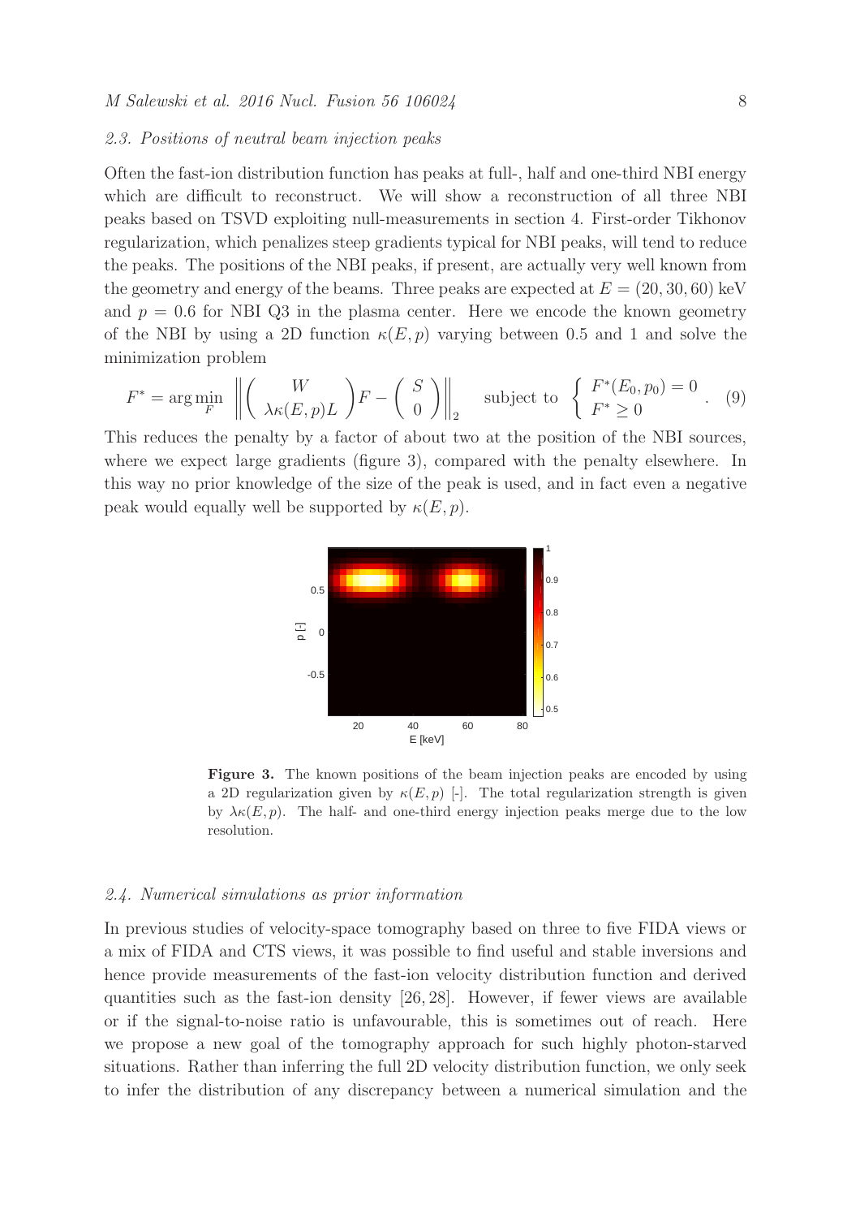### 2.3. Positions of neutral beam injection peaks

Often the fast-ion distribution function has peaks at full-, half and one-third NBI energy which are difficult to reconstruct. We will show a reconstruction of all three NBI peaks based on TSVD exploiting null-measurements in section 4. First-order Tikhonov regularization, which penalizes steep gradients typical for NBI peaks, will tend to reduce the peaks. The positions of the NBI peaks, if present, are actually very well known from the geometry and energy of the beams. Three peaks are expected at $E = (20, 30, 60)$ keV and $p = 0.6$ for NBI Q3 in the plasma center. Here we encode the known geometry of the NBI by using a 2D function $\kappa(E, p)$ varying between 0.5 and 1 and solve the minimization problem

$$F^* = \arg\min_F \left\| \begin{pmatrix} W \\ \lambda\kappa(E,p)L \end{pmatrix} F - \begin{pmatrix} S \\ 0 \end{pmatrix} \right\|_2 \quad \text{subject to} \quad \begin{cases} F^*(E_0, p_0) = 0 \\ F^* \geq 0 \end{cases} . \quad (9)$$

This reduces the penalty by a factor of about two at the position of the NBI sources, where we expect large gradients (figure 3), compared with the penalty elsewhere. In this way no prior knowledge of the size of the peak is used, and in fact even a negative peak would equally well be supported by $\kappa(E, p)$.

**Figure 3.** The known positions of the beam injection peaks are encoded by using a 2D regularization given by $\kappa(E, p)$ [-]. The total regularization strength is given by $\lambda\kappa(E, p)$. The half- and one-third energy injection peaks merge due to the low resolution.

### 2.4. Numerical simulations as prior information

In previous studies of velocity-space tomography based on three to five FIDA views or a mix of FIDA and CTS views, it was possible to find useful and stable inversions and hence provide measurements of the fast-ion velocity distribution function and derived quantities such as the fast-ion density [26, 28]. However, if fewer views are available or if the signal-to-noise ratio is unfavourable, this is sometimes out of reach. Here we propose a new goal of the tomography approach for such highly photon-starved situations. Rather than inferring the full 2D velocity distribution function, we only seek to infer the distribution of any discrepancy between a numerical simulation and the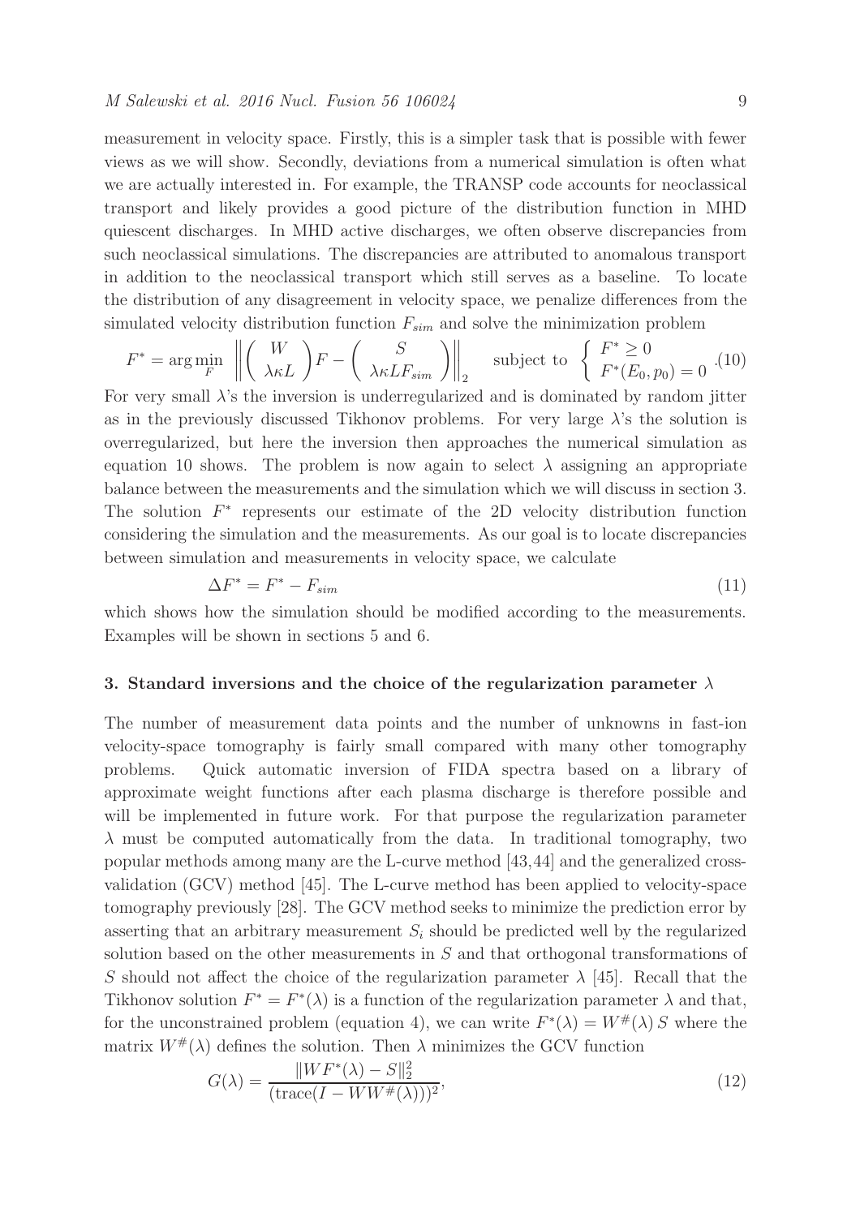measurement in velocity space. Firstly, this is a simpler task that is possible with fewer views as we will show. Secondly, deviations from a numerical simulation is often what we are actually interested in. For example, the TRANSP code accounts for neoclassical transport and likely provides a good picture of the distribution function in MHD quiescent discharges. In MHD active discharges, we often observe discrepancies from such neoclassical simulations. The discrepancies are attributed to anomalous transport in addition to the neoclassical transport which still serves as a baseline. To locate the distribution of any disagreement in velocity space, we penalize differences from the simulated velocity distribution function $F_{sim}$ and solve the minimization problem

$$F^* = \arg\min_F \left\| \begin{pmatrix} W \\ \lambda\kappa L \end{pmatrix} F - \begin{pmatrix} S \\ \lambda\kappa L F_{sim} \end{pmatrix} \right\|_2 \quad \text{subject to} \quad \begin{cases} F^* \geq 0 \\ F^*(E_0, p_0) = 0 \end{cases}. \tag{10}$$

For very small $\lambda$'s the inversion is underregularized and is dominated by random jitter as in the previously discussed Tikhonov problems. For very large $\lambda$'s the solution is overregularized, but here the inversion then approaches the numerical simulation as equation 10 shows. The problem is now again to select $\lambda$ assigning an appropriate balance between the measurements and the simulation which we will discuss in section 3. The solution $F^*$ represents our estimate of the 2D velocity distribution function considering the simulation and the measurements. As our goal is to locate discrepancies between simulation and measurements in velocity space, we calculate

$$\Delta F^* = F^* - F_{sim} \tag{11}$$

which shows how the simulation should be modified according to the measurements. Examples will be shown in sections 5 and 6.

## 3. Standard inversions and the choice of the regularization parameter $\lambda$

The number of measurement data points and the number of unknowns in fast-ion velocity-space tomography is fairly small compared with many other tomography problems. Quick automatic inversion of FIDA spectra based on a library of approximate weight functions after each plasma discharge is therefore possible and will be implemented in future work. For that purpose the regularization parameter $\lambda$ must be computed automatically from the data. In traditional tomography, two popular methods among many are the L-curve method [43,44] and the generalized cross-validation (GCV) method [45]. The L-curve method has been applied to velocity-space tomography previously [28]. The GCV method seeks to minimize the prediction error by asserting that an arbitrary measurement $S_i$ should be predicted well by the regularized solution based on the other measurements in $S$ and that orthogonal transformations of $S$ should not affect the choice of the regularization parameter $\lambda$ [45]. Recall that the Tikhonov solution $F^* = F^*(\lambda)$ is a function of the regularization parameter $\lambda$ and that, for the unconstrained problem (equation 4), we can write $F^*(\lambda) = W^{\#}(\lambda)\, S$ where the matrix $W^{\#}(\lambda)$ defines the solution. Then $\lambda$ minimizes the GCV function

$$G(\lambda) = \frac{\|WF^*(\lambda) - S\|_2^2}{(\text{trace}(I - WW^{\#}(\lambda)))^2}, \tag{12}$$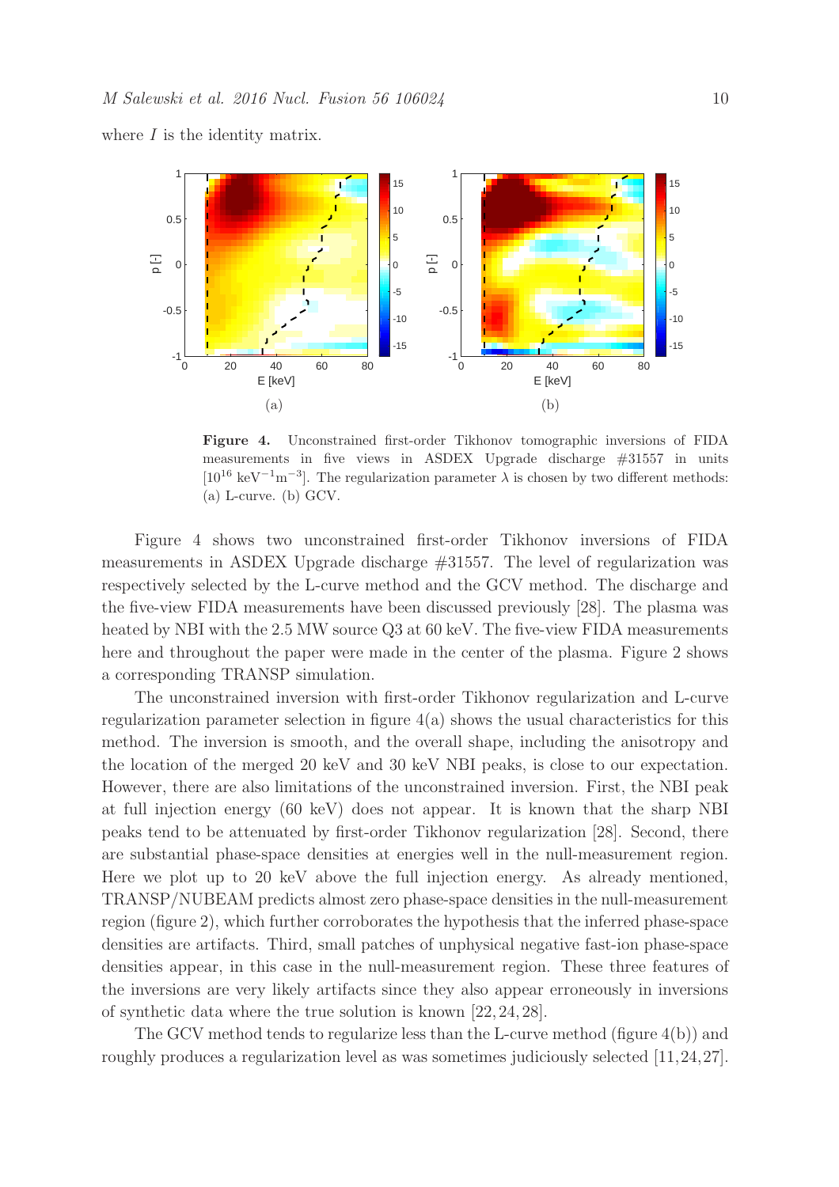where $I$ is the identity matrix.

**Figure 4.** Unconstrained first-order Tikhonov tomographic inversions of FIDA measurements in five views in ASDEX Upgrade discharge #31557 in units [$10^{16}$ keV$^{-1}$m$^{-3}$]. The regularization parameter $\lambda$ is chosen by two different methods: (a) L-curve. (b) GCV.

Figure 4 shows two unconstrained first-order Tikhonov inversions of FIDA measurements in ASDEX Upgrade discharge #31557. The level of regularization was respectively selected by the L-curve method and the GCV method. The discharge and the five-view FIDA measurements have been discussed previously [28]. The plasma was heated by NBI with the 2.5 MW source Q3 at 60 keV. The five-view FIDA measurements here and throughout the paper were made in the center of the plasma. Figure 2 shows a corresponding TRANSP simulation.

The unconstrained inversion with first-order Tikhonov regularization and L-curve regularization parameter selection in figure 4(a) shows the usual characteristics for this method. The inversion is smooth, and the overall shape, including the anisotropy and the location of the merged 20 keV and 30 keV NBI peaks, is close to our expectation. However, there are also limitations of the unconstrained inversion. First, the NBI peak at full injection energy (60 keV) does not appear. It is known that the sharp NBI peaks tend to be attenuated by first-order Tikhonov regularization [28]. Second, there are substantial phase-space densities at energies well in the null-measurement region. Here we plot up to 20 keV above the full injection energy. As already mentioned, TRANSP/NUBEAM predicts almost zero phase-space densities in the null-measurement region (figure 2), which further corroborates the hypothesis that the inferred phase-space densities are artifacts. Third, small patches of unphysical negative fast-ion phase-space densities appear, in this case in the null-measurement region. These three features of the inversions are very likely artifacts since they also appear erroneously in inversions of synthetic data where the true solution is known [22, 24, 28].

The GCV method tends to regularize less than the L-curve method (figure 4(b)) and roughly produces a regularization level as was sometimes judiciously selected [11, 24, 27].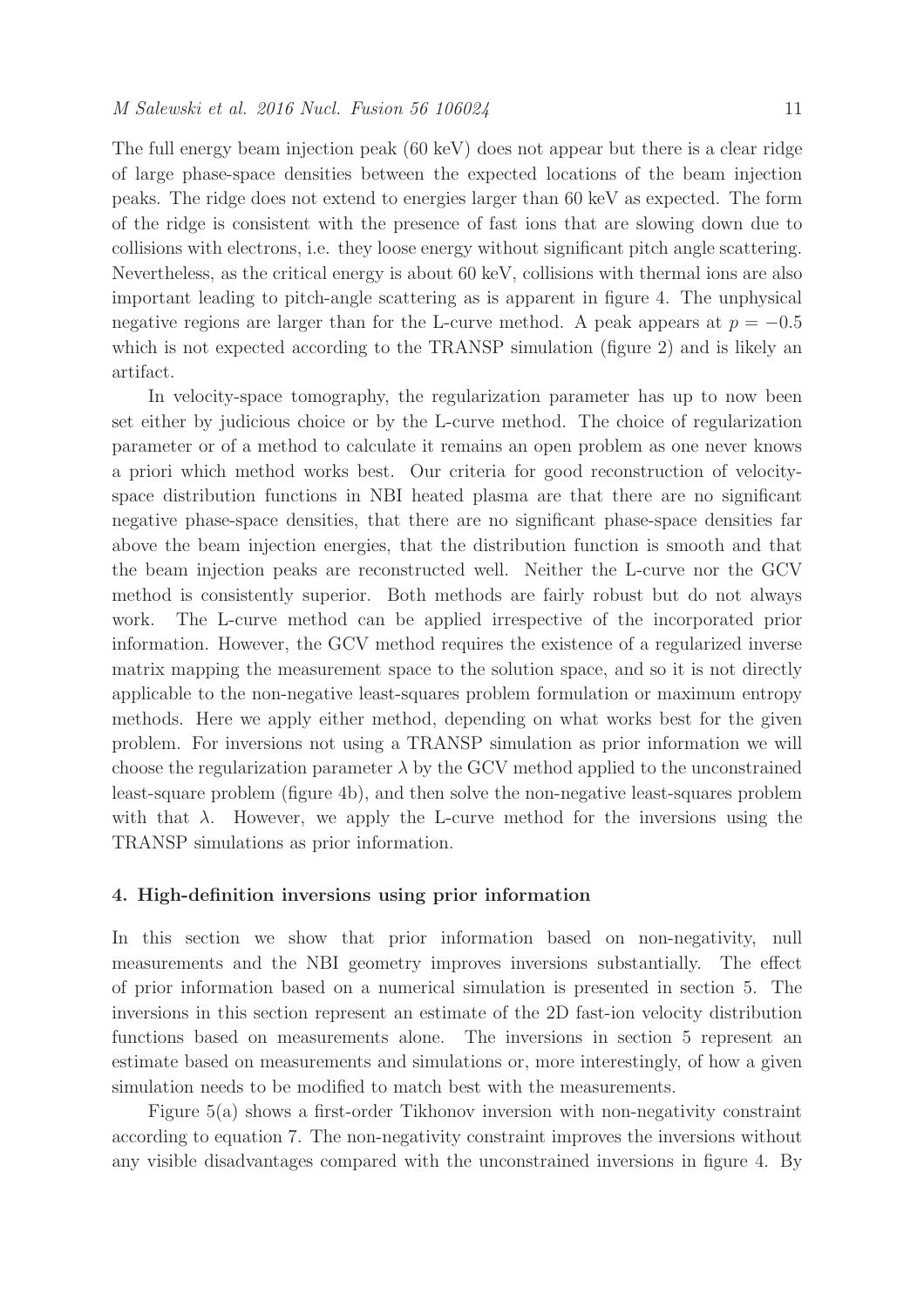The full energy beam injection peak (60 keV) does not appear but there is a clear ridge of large phase-space densities between the expected locations of the beam injection peaks. The ridge does not extend to energies larger than 60 keV as expected. The form of the ridge is consistent with the presence of fast ions that are slowing down due to collisions with electrons, i.e. they loose energy without significant pitch angle scattering. Nevertheless, as the critical energy is about 60 keV, collisions with thermal ions are also important leading to pitch-angle scattering as is apparent in figure 4. The unphysical negative regions are larger than for the L-curve method. A peak appears at $p = -0.5$ which is not expected according to the TRANSP simulation (figure 2) and is likely an artifact.

In velocity-space tomography, the regularization parameter has up to now been set either by judicious choice or by the L-curve method. The choice of regularization parameter or of a method to calculate it remains an open problem as one never knows a priori which method works best. Our criteria for good reconstruction of velocity-space distribution functions in NBI heated plasma are that there are no significant negative phase-space densities, that there are no significant phase-space densities far above the beam injection energies, that the distribution function is smooth and that the beam injection peaks are reconstructed well. Neither the L-curve nor the GCV method is consistently superior. Both methods are fairly robust but do not always work. The L-curve method can be applied irrespective of the incorporated prior information. However, the GCV method requires the existence of a regularized inverse matrix mapping the measurement space to the solution space, and so it is not directly applicable to the non-negative least-squares problem formulation or maximum entropy methods. Here we apply either method, depending on what works best for the given problem. For inversions not using a TRANSP simulation as prior information we will choose the regularization parameter $\lambda$ by the GCV method applied to the unconstrained least-square problem (figure 4b), and then solve the non-negative least-squares problem with that $\lambda$. However, we apply the L-curve method for the inversions using the TRANSP simulations as prior information.

## 4. High-definition inversions using prior information

In this section we show that prior information based on non-negativity, null measurements and the NBI geometry improves inversions substantially. The effect of prior information based on a numerical simulation is presented in section 5. The inversions in this section represent an estimate of the 2D fast-ion velocity distribution functions based on measurements alone. The inversions in section 5 represent an estimate based on measurements and simulations or, more interestingly, of how a given simulation needs to be modified to match best with the measurements.

Figure 5(a) shows a first-order Tikhonov inversion with non-negativity constraint according to equation 7. The non-negativity constraint improves the inversions without any visible disadvantages compared with the unconstrained inversions in figure 4. By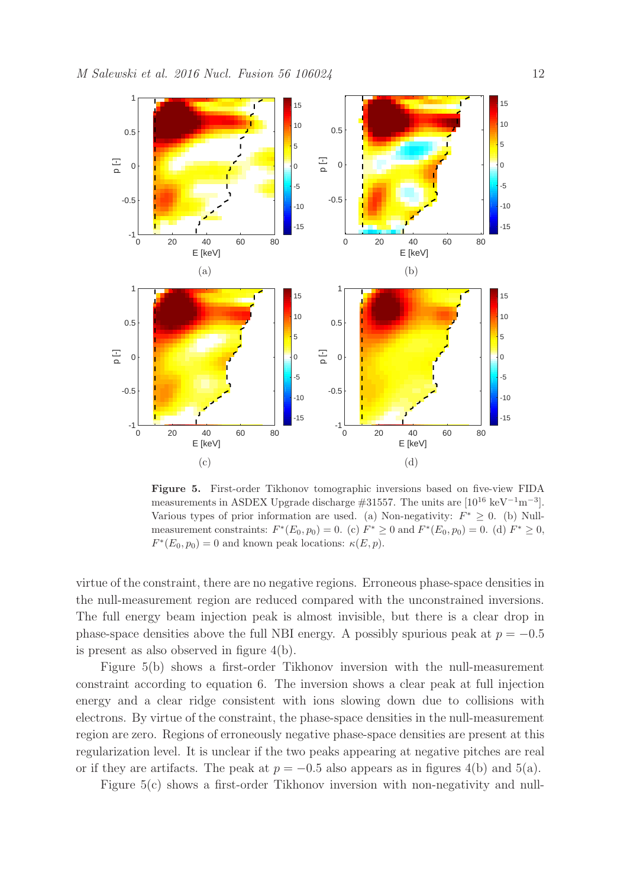**Figure 5.** First-order Tikhonov tomographic inversions based on five-view FIDA measurements in ASDEX Upgrade discharge #31557. The units are [$10^{16}$ keV$^{-1}$m$^{-3}$]. Various types of prior information are used. (a) Non-negativity: $F^* \geq 0$. (b) Null-measurement constraints: $F^*(E_0, p_0) = 0$. (c) $F^* \geq 0$ and $F^*(E_0, p_0) = 0$. (d) $F^* \geq 0$, $F^*(E_0, p_0) = 0$ and known peak locations: $\kappa(E, p)$.

virtue of the constraint, there are no negative regions. Erroneous phase-space densities in the null-measurement region are reduced compared with the unconstrained inversions. The full energy beam injection peak is almost invisible, but there is a clear drop in phase-space densities above the full NBI energy. A possibly spurious peak at $p = -0.5$ is present as also observed in figure 4(b).

Figure 5(b) shows a first-order Tikhonov inversion with the null-measurement constraint according to equation 6. The inversion shows a clear peak at full injection energy and a clear ridge consistent with ions slowing down due to collisions with electrons. By virtue of the constraint, the phase-space densities in the null-measurement region are zero. Regions of erroneously negative phase-space densities are present at this regularization level. It is unclear if the two peaks appearing at negative pitches are real or if they are artifacts. The peak at $p = -0.5$ also appears as in figures 4(b) and 5(a).

Figure 5(c) shows a first-order Tikhonov inversion with non-negativity and null-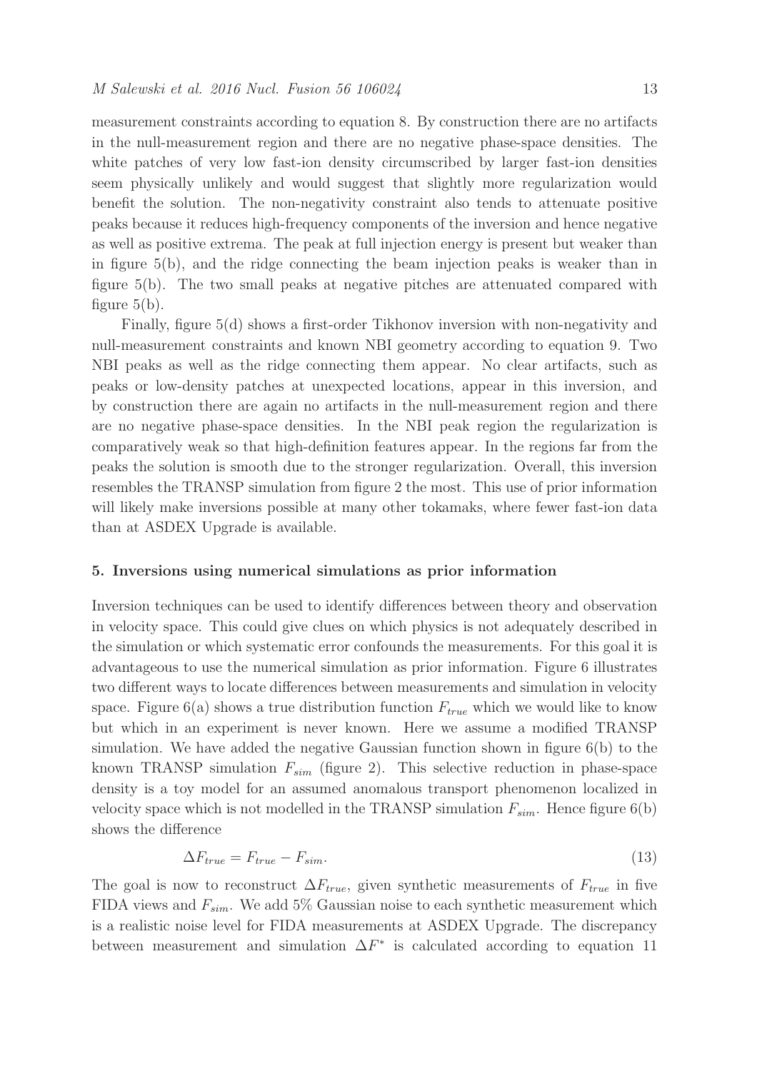measurement constraints according to equation 8. By construction there are no artifacts in the null-measurement region and there are no negative phase-space densities. The white patches of very low fast-ion density circumscribed by larger fast-ion densities seem physically unlikely and would suggest that slightly more regularization would benefit the solution. The non-negativity constraint also tends to attenuate positive peaks because it reduces high-frequency components of the inversion and hence negative as well as positive extrema. The peak at full injection energy is present but weaker than in figure 5(b), and the ridge connecting the beam injection peaks is weaker than in figure 5(b). The two small peaks at negative pitches are attenuated compared with figure 5(b).

Finally, figure 5(d) shows a first-order Tikhonov inversion with non-negativity and null-measurement constraints and known NBI geometry according to equation 9. Two NBI peaks as well as the ridge connecting them appear. No clear artifacts, such as peaks or low-density patches at unexpected locations, appear in this inversion, and by construction there are again no artifacts in the null-measurement region and there are no negative phase-space densities. In the NBI peak region the regularization is comparatively weak so that high-definition features appear. In the regions far from the peaks the solution is smooth due to the stronger regularization. Overall, this inversion resembles the TRANSP simulation from figure 2 the most. This use of prior information will likely make inversions possible at many other tokamaks, where fewer fast-ion data than at ASDEX Upgrade is available.

## 5. Inversions using numerical simulations as prior information

Inversion techniques can be used to identify differences between theory and observation in velocity space. This could give clues on which physics is not adequately described in the simulation or which systematic error confounds the measurements. For this goal it is advantageous to use the numerical simulation as prior information. Figure 6 illustrates two different ways to locate differences between measurements and simulation in velocity space. Figure 6(a) shows a true distribution function $F_{true}$ which we would like to know but which in an experiment is never known. Here we assume a modified TRANSP simulation. We have added the negative Gaussian function shown in figure 6(b) to the known TRANSP simulation $F_{sim}$ (figure 2). This selective reduction in phase-space density is a toy model for an assumed anomalous transport phenomenon localized in velocity space which is not modelled in the TRANSP simulation $F_{sim}$. Hence figure 6(b) shows the difference

$$\Delta F_{true} = F_{true} - F_{sim}. \tag{13}$$

The goal is now to reconstruct $\Delta F_{true}$, given synthetic measurements of $F_{true}$ in five FIDA views and $F_{sim}$. We add 5% Gaussian noise to each synthetic measurement which is a realistic noise level for FIDA measurements at ASDEX Upgrade. The discrepancy between measurement and simulation $\Delta F^{*}$ is calculated according to equation 11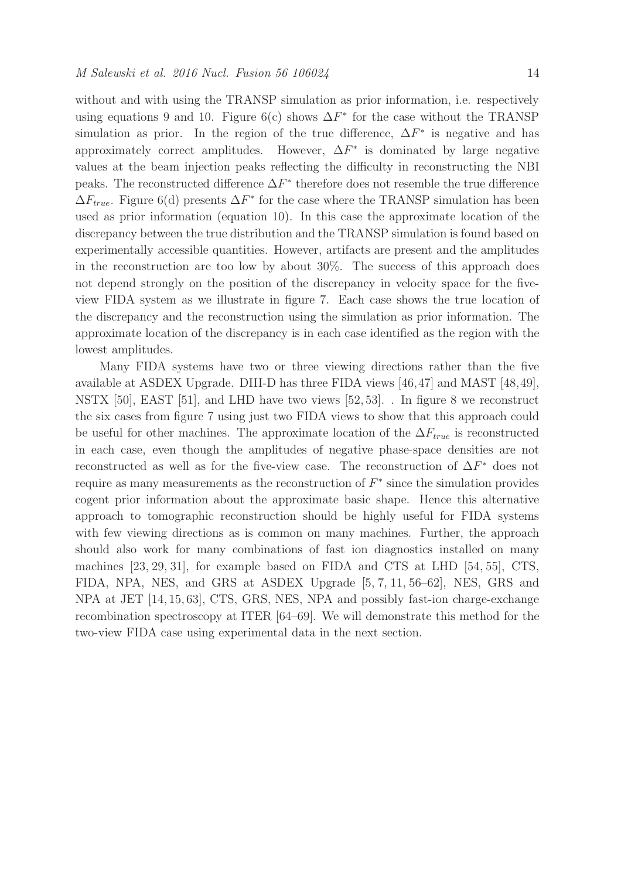without and with using the TRANSP simulation as prior information, i.e. respectively using equations 9 and 10. Figure 6(c) shows $\Delta F^*$ for the case without the TRANSP simulation as prior. In the region of the true difference, $\Delta F^*$ is negative and has approximately correct amplitudes. However, $\Delta F^*$ is dominated by large negative values at the beam injection peaks reflecting the difficulty in reconstructing the NBI peaks. The reconstructed difference $\Delta F^*$ therefore does not resemble the true difference $\Delta F_{true}$. Figure 6(d) presents $\Delta F^*$ for the case where the TRANSP simulation has been used as prior information (equation 10). In this case the approximate location of the discrepancy between the true distribution and the TRANSP simulation is found based on experimentally accessible quantities. However, artifacts are present and the amplitudes in the reconstruction are too low by about 30%. The success of this approach does not depend strongly on the position of the discrepancy in velocity space for the five-view FIDA system as we illustrate in figure 7. Each case shows the true location of the discrepancy and the reconstruction using the simulation as prior information. The approximate location of the discrepancy is in each case identified as the region with the lowest amplitudes.

Many FIDA systems have two or three viewing directions rather than the five available at ASDEX Upgrade. DIII-D has three FIDA views [46, 47] and MAST [48, 49], NSTX [50], EAST [51], and LHD have two views [52, 53]. . In figure 8 we reconstruct the six cases from figure 7 using just two FIDA views to show that this approach could be useful for other machines. The approximate location of the $\Delta F_{true}$ is reconstructed in each case, even though the amplitudes of negative phase-space densities are not reconstructed as well as for the five-view case. The reconstruction of $\Delta F^*$ does not require as many measurements as the reconstruction of $F^*$ since the simulation provides cogent prior information about the approximate basic shape. Hence this alternative approach to tomographic reconstruction should be highly useful for FIDA systems with few viewing directions as is common on many machines. Further, the approach should also work for many combinations of fast ion diagnostics installed on many machines [23, 29, 31], for example based on FIDA and CTS at LHD [54, 55], CTS, FIDA, NPA, NES, and GRS at ASDEX Upgrade [5, 7, 11, 56–62], NES, GRS and NPA at JET [14, 15, 63], CTS, GRS, NES, NPA and possibly fast-ion charge-exchange recombination spectroscopy at ITER [64–69]. We will demonstrate this method for the two-view FIDA case using experimental data in the next section.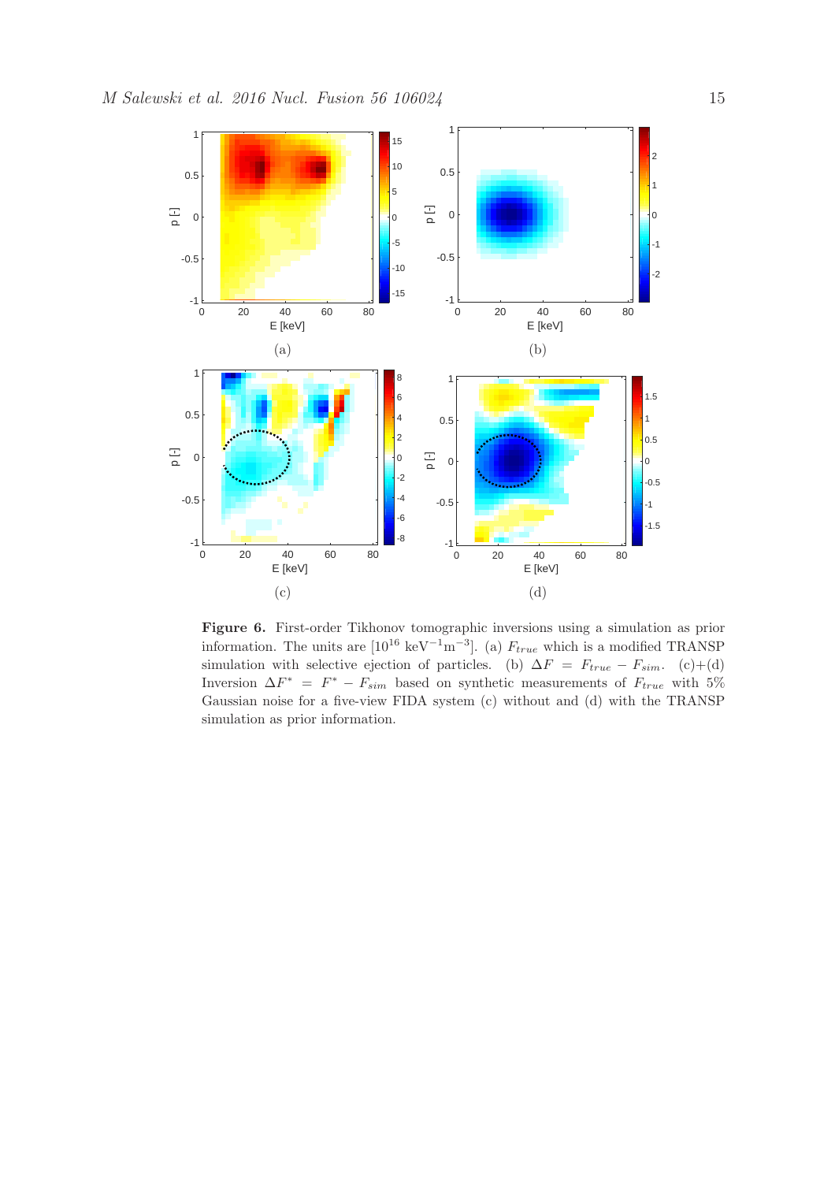**Figure 6.** First-order Tikhonov tomographic inversions using a simulation as prior information. The units are $[10^{16}\ \mathrm{keV}^{-1}\mathrm{m}^{-3}]$. (a) $F_{true}$ which is a modified TRANSP simulation with selective ejection of particles. (b) $\Delta F = F_{true} - F_{sim}$. (c)+(d) Inversion $\Delta F^* = F^* - F_{sim}$ based on synthetic measurements of $F_{true}$ with 5% Gaussian noise for a five-view FIDA system (c) without and (d) with the TRANSP simulation as prior information.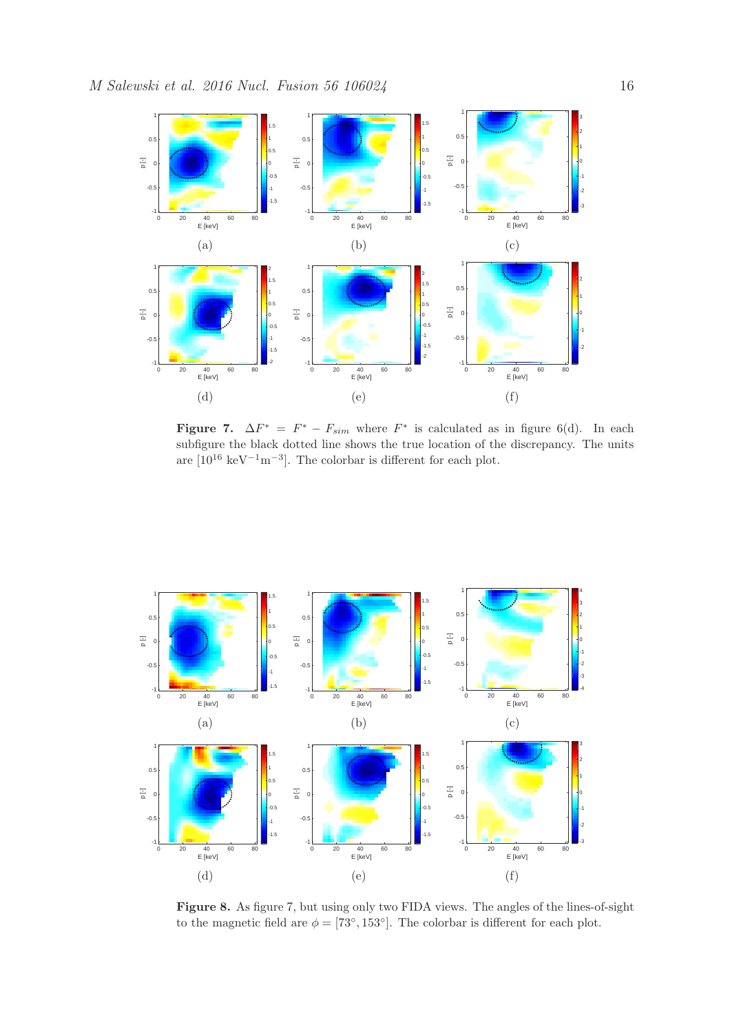(a) (b) (c)

(d) (e) (f)

**Figure 7.** $\Delta F^* = F^* - F_{sim}$ where $F^*$ is calculated as in figure 6(d). In each subfigure the black dotted line shows the true location of the discrepancy. The units are [$10^{16}$ keV$^{-1}$m$^{-3}$]. The colorbar is different for each plot.

(a) (b) (c)

(d) (e) (f)

**Figure 8.** As figure 7, but using only two FIDA views. The angles of the lines-of-sight to the magnetic field are $\phi = [73°, 153°]$. The colorbar is different for each plot.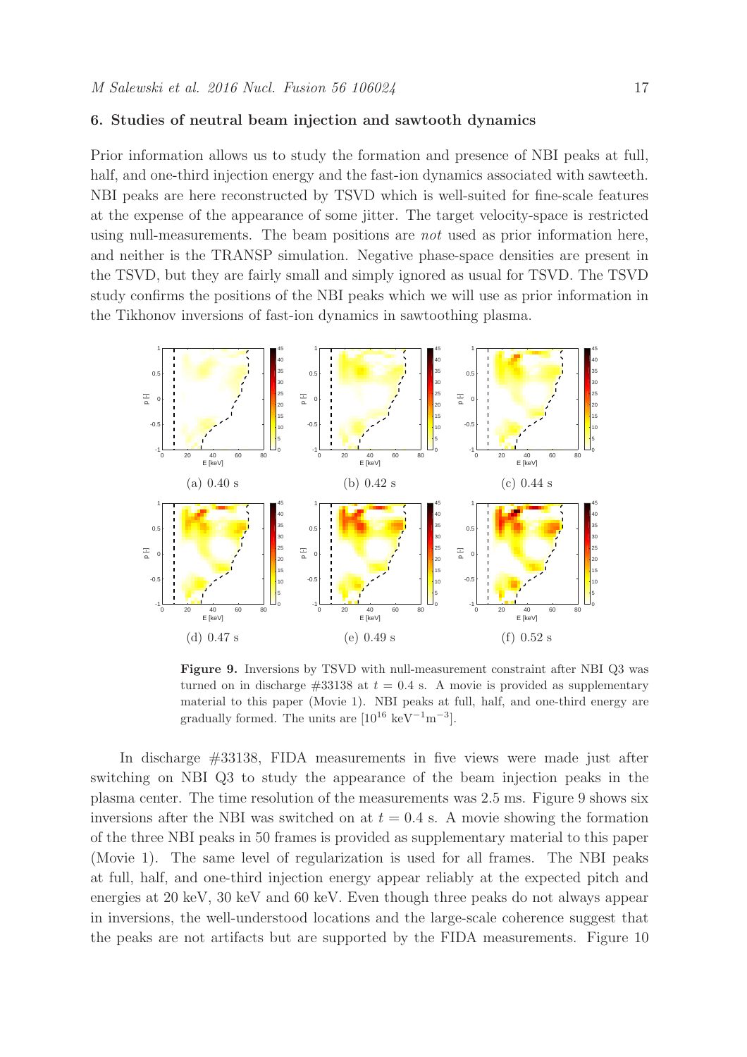## 6. Studies of neutral beam injection and sawtooth dynamics

Prior information allows us to study the formation and presence of NBI peaks at full, half, and one-third injection energy and the fast-ion dynamics associated with sawteeth. NBI peaks are here reconstructed by TSVD which is well-suited for fine-scale features at the expense of the appearance of some jitter. The target velocity-space is restricted using null-measurements. The beam positions are *not* used as prior information here, and neither is the TRANSP simulation. Negative phase-space densities are present in the TSVD, but they are fairly small and simply ignored as usual for TSVD. The TSVD study confirms the positions of the NBI peaks which we will use as prior information in the Tikhonov inversions of fast-ion dynamics in sawtoothing plasma.

(a) 0.40 s
(b) 0.42 s
(c) 0.44 s
(d) 0.47 s
(e) 0.49 s
(f) 0.52 s

**Figure 9.** Inversions by TSVD with null-measurement constraint after NBI Q3 was turned on in discharge #33138 at $t = 0.4$ s. A movie is provided as supplementary material to this paper (Movie 1). NBI peaks at full, half, and one-third energy are gradually formed. The units are $[10^{16}\ \mathrm{keV}^{-1}\mathrm{m}^{-3}]$.

In discharge #33138, FIDA measurements in five views were made just after switching on NBI Q3 to study the appearance of the beam injection peaks in the plasma center. The time resolution of the measurements was 2.5 ms. Figure 9 shows six inversions after the NBI was switched on at $t = 0.4$ s. A movie showing the formation of the three NBI peaks in 50 frames is provided as supplementary material to this paper (Movie 1). The same level of regularization is used for all frames. The NBI peaks at full, half, and one-third injection energy appear reliably at the expected pitch and energies at 20 keV, 30 keV and 60 keV. Even though three peaks do not always appear in inversions, the well-understood locations and the large-scale coherence suggest that the peaks are not artifacts but are supported by the FIDA measurements. Figure 10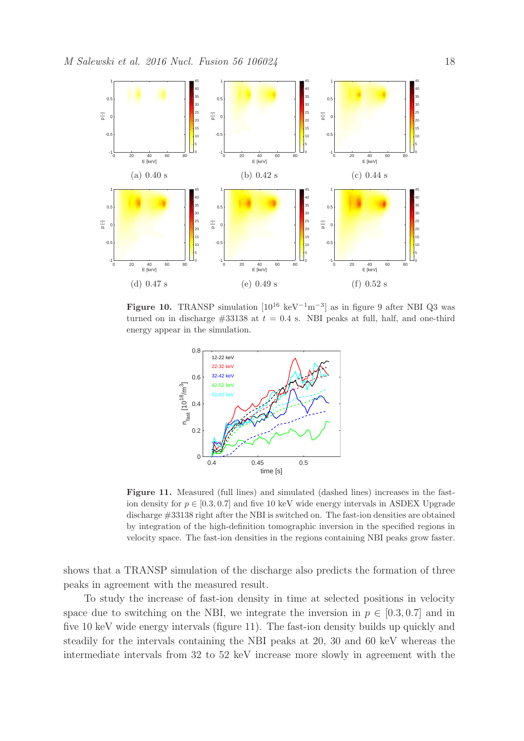(a) 0.40 s

(b) 0.42 s

(c) 0.44 s

(d) 0.47 s

(e) 0.49 s

(f) 0.52 s

**Figure 10.** TRANSP simulation [$10^{16}$ keV$^{-1}$m$^{-3}$] as in figure 9 after NBI Q3 was turned on in discharge #33138 at $t = 0.4$ s. NBI peaks at full, half, and one-third energy appear in the simulation.

**Figure 11.** Measured (full lines) and simulated (dashed lines) increases in the fast-ion density for $p \in [0.3, 0.7]$ and five 10 keV wide energy intervals in ASDEX Upgrade discharge #33138 right after the NBI is switched on. The fast-ion densities are obtained by integration of the high-definition tomographic inversion in the specified regions in velocity space. The fast-ion densities in the regions containing NBI peaks grow faster.

shows that a TRANSP simulation of the discharge also predicts the formation of three peaks in agreement with the measured result.

To study the increase of fast-ion density in time at selected positions in velocity space due to switching on the NBI, we integrate the inversion in $p \in [0.3, 0.7]$ and in five 10 keV wide energy intervals (figure 11). The fast-ion density builds up quickly and steadily for the intervals containing the NBI peaks at 20, 30 and 60 keV whereas the intermediate intervals from 32 to 52 keV increase more slowly in agreement with the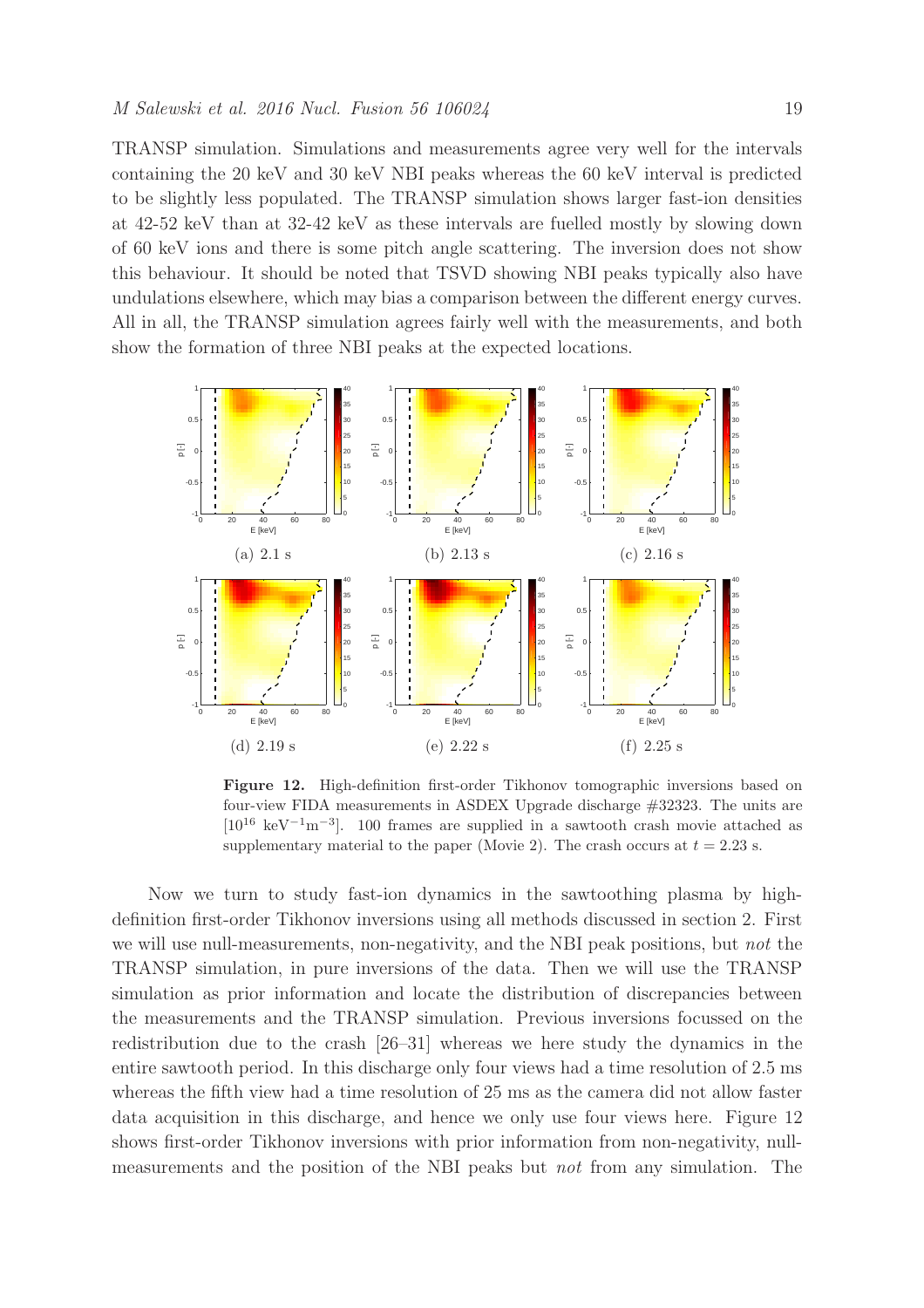TRANSP simulation. Simulations and measurements agree very well for the intervals containing the 20 keV and 30 keV NBI peaks whereas the 60 keV interval is predicted to be slightly less populated. The TRANSP simulation shows larger fast-ion densities at 42-52 keV than at 32-42 keV as these intervals are fuelled mostly by slowing down of 60 keV ions and there is some pitch angle scattering. The inversion does not show this behaviour. It should be noted that TSVD showing NBI peaks typically also have undulations elsewhere, which may bias a comparison between the different energy curves. All in all, the TRANSP simulation agrees fairly well with the measurements, and both show the formation of three NBI peaks at the expected locations.

(a) 2.1 s

(b) 2.13 s

(c) 2.16 s

(d) 2.19 s

(e) 2.22 s

(f) 2.25 s

**Figure 12.** High-definition first-order Tikhonov tomographic inversions based on four-view FIDA measurements in ASDEX Upgrade discharge #32323. The units are [$10^{16}$ keV$^{-1}$m$^{-3}$]. 100 frames are supplied in a sawtooth crash movie attached as supplementary material to the paper (Movie 2). The crash occurs at $t = 2.23$ s.

Now we turn to study fast-ion dynamics in the sawtoothing plasma by high-definition first-order Tikhonov inversions using all methods discussed in section 2. First we will use null-measurements, non-negativity, and the NBI peak positions, but *not* the TRANSP simulation, in pure inversions of the data. Then we will use the TRANSP simulation as prior information and locate the distribution of discrepancies between the measurements and the TRANSP simulation. Previous inversions focussed on the redistribution due to the crash [26–31] whereas we here study the dynamics in the entire sawtooth period. In this discharge only four views had a time resolution of 2.5 ms whereas the fifth view had a time resolution of 25 ms as the camera did not allow faster data acquisition in this discharge, and hence we only use four views here. Figure 12 shows first-order Tikhonov inversions with prior information from non-negativity, null-measurements and the position of the NBI peaks but *not* from any simulation. The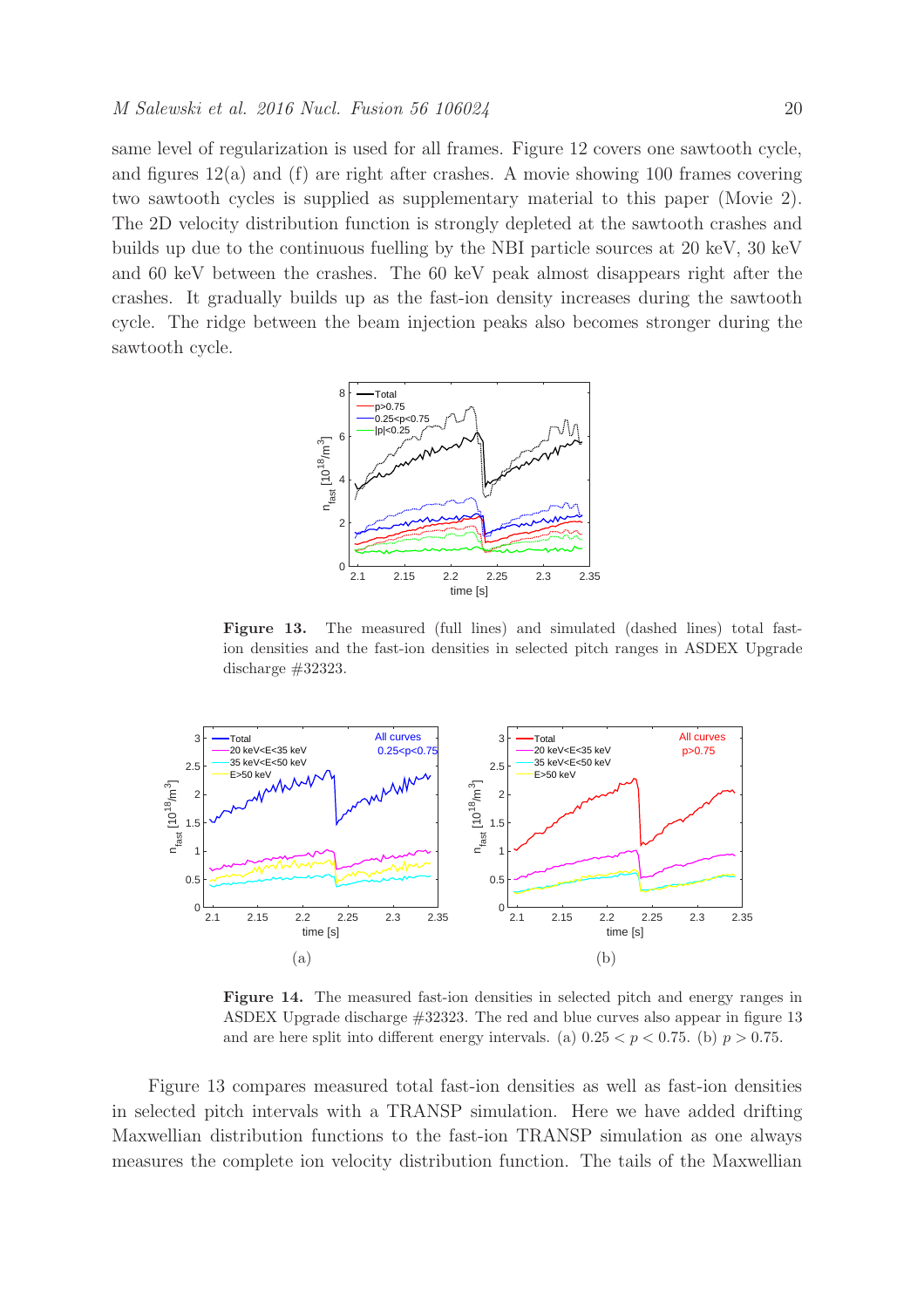same level of regularization is used for all frames. Figure 12 covers one sawtooth cycle, and figures 12(a) and (f) are right after crashes. A movie showing 100 frames covering two sawtooth cycles is supplied as supplementary material to this paper (Movie 2). The 2D velocity distribution function is strongly depleted at the sawtooth crashes and builds up due to the continuous fuelling by the NBI particle sources at 20 keV, 30 keV and 60 keV between the crashes. The 60 keV peak almost disappears right after the crashes. It gradually builds up as the fast-ion density increases during the sawtooth cycle. The ridge between the beam injection peaks also becomes stronger during the sawtooth cycle.

**Figure 13.** The measured (full lines) and simulated (dashed lines) total fast-ion densities and the fast-ion densities in selected pitch ranges in ASDEX Upgrade discharge #32323.

**Figure 14.** The measured fast-ion densities in selected pitch and energy ranges in ASDEX Upgrade discharge #32323. The red and blue curves also appear in figure 13 and are here split into different energy intervals. (a) $0.25 < p < 0.75$. (b) $p > 0.75$.

Figure 13 compares measured total fast-ion densities as well as fast-ion densities in selected pitch intervals with a TRANSP simulation. Here we have added drifting Maxwellian distribution functions to the fast-ion TRANSP simulation as one always measures the complete ion velocity distribution function. The tails of the Maxwellian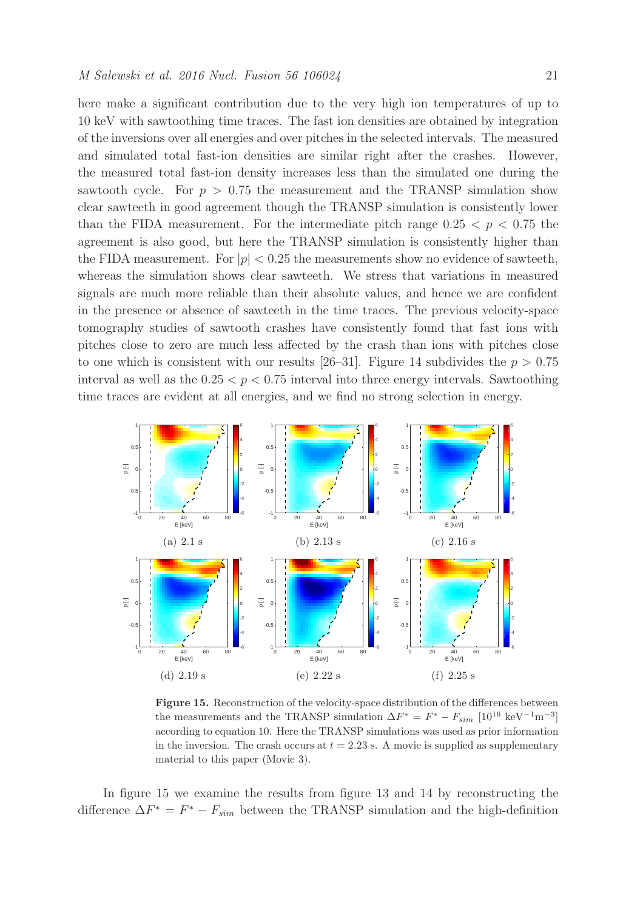here make a significant contribution due to the very high ion temperatures of up to 10 keV with sawtoothing time traces. The fast ion densities are obtained by integration of the inversions over all energies and over pitches in the selected intervals. The measured and simulated total fast-ion densities are similar right after the crashes. However, the measured total fast-ion density increases less than the simulated one during the sawtooth cycle. For $p > 0.75$ the measurement and the TRANSP simulation show clear sawteeth in good agreement though the TRANSP simulation is consistently lower than the FIDA measurement. For the intermediate pitch range $0.25 < p < 0.75$ the agreement is also good, but here the TRANSP simulation is consistently higher than the FIDA measurement. For $|p| < 0.25$ the measurements show no evidence of sawteeth, whereas the simulation shows clear sawteeth. We stress that variations in measured signals are much more reliable than their absolute values, and hence we are confident in the presence or absence of sawteeth in the time traces. The previous velocity-space tomography studies of sawtooth crashes have consistently found that fast ions with pitches close to zero are much less affected by the crash than ions with pitches close to one which is consistent with our results [26–31]. Figure 14 subdivides the $p > 0.75$ interval as well as the $0.25 < p < 0.75$ interval into three energy intervals. Sawtoothing time traces are evident at all energies, and we find no strong selection in energy.

(a) 2.1 s (b) 2.13 s (c) 2.16 s

(d) 2.19 s (e) 2.22 s (f) 2.25 s

**Figure 15.** Reconstruction of the velocity-space distribution of the differences between the measurements and the TRANSP simulation $\Delta F^{*} = F^{*} - F_{sim}$ [$10^{16}$ keV$^{-1}$m$^{-3}$] according to equation 10. Here the TRANSP simulations was used as prior information in the inversion. The crash occurs at $t = 2.23$ s. A movie is supplied as supplementary material to this paper (Movie 3).

In figure 15 we examine the results from figure 13 and 14 by reconstructing the difference $\Delta F^{*} = F^{*} - F_{sim}$ between the TRANSP simulation and the high-definition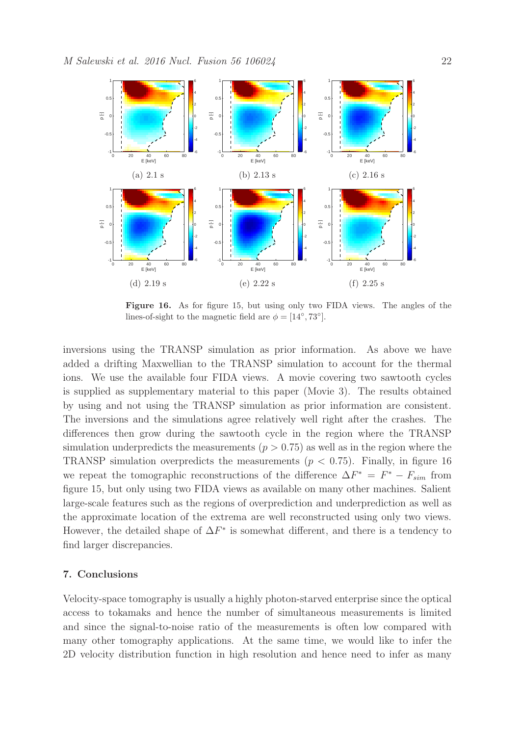(a) 2.1 s

(b) 2.13 s

(c) 2.16 s

(d) 2.19 s

(e) 2.22 s

(f) 2.25 s

**Figure 16.** As for figure 15, but using only two FIDA views. The angles of the lines-of-sight to the magnetic field are $\phi = [14°, 73°]$.

inversions using the TRANSP simulation as prior information. As above we have added a drifting Maxwellian to the TRANSP simulation to account for the thermal ions. We use the available four FIDA views. A movie covering two sawtooth cycles is supplied as supplementary material to this paper (Movie 3). The results obtained by using and not using the TRANSP simulation as prior information are consistent. The inversions and the simulations agree relatively well right after the crashes. The differences then grow during the sawtooth cycle in the region where the TRANSP simulation underpredicts the measurements ($p > 0.75$) as well as in the region where the TRANSP simulation overpredicts the measurements ($p < 0.75$). Finally, in figure 16 we repeat the tomographic reconstructions of the difference $\Delta F^* = F^* - F_{sim}$ from figure 15, but only using two FIDA views as available on many other machines. Salient large-scale features such as the regions of overprediction and underprediction as well as the approximate location of the extrema are well reconstructed using only two views. However, the detailed shape of $\Delta F^*$ is somewhat different, and there is a tendency to find larger discrepancies.

## 7. Conclusions

Velocity-space tomography is usually a highly photon-starved enterprise since the optical access to tokamaks and hence the number of simultaneous measurements is limited and since the signal-to-noise ratio of the measurements is often low compared with many other tomography applications. At the same time, we would like to infer the 2D velocity distribution function in high resolution and hence need to infer as many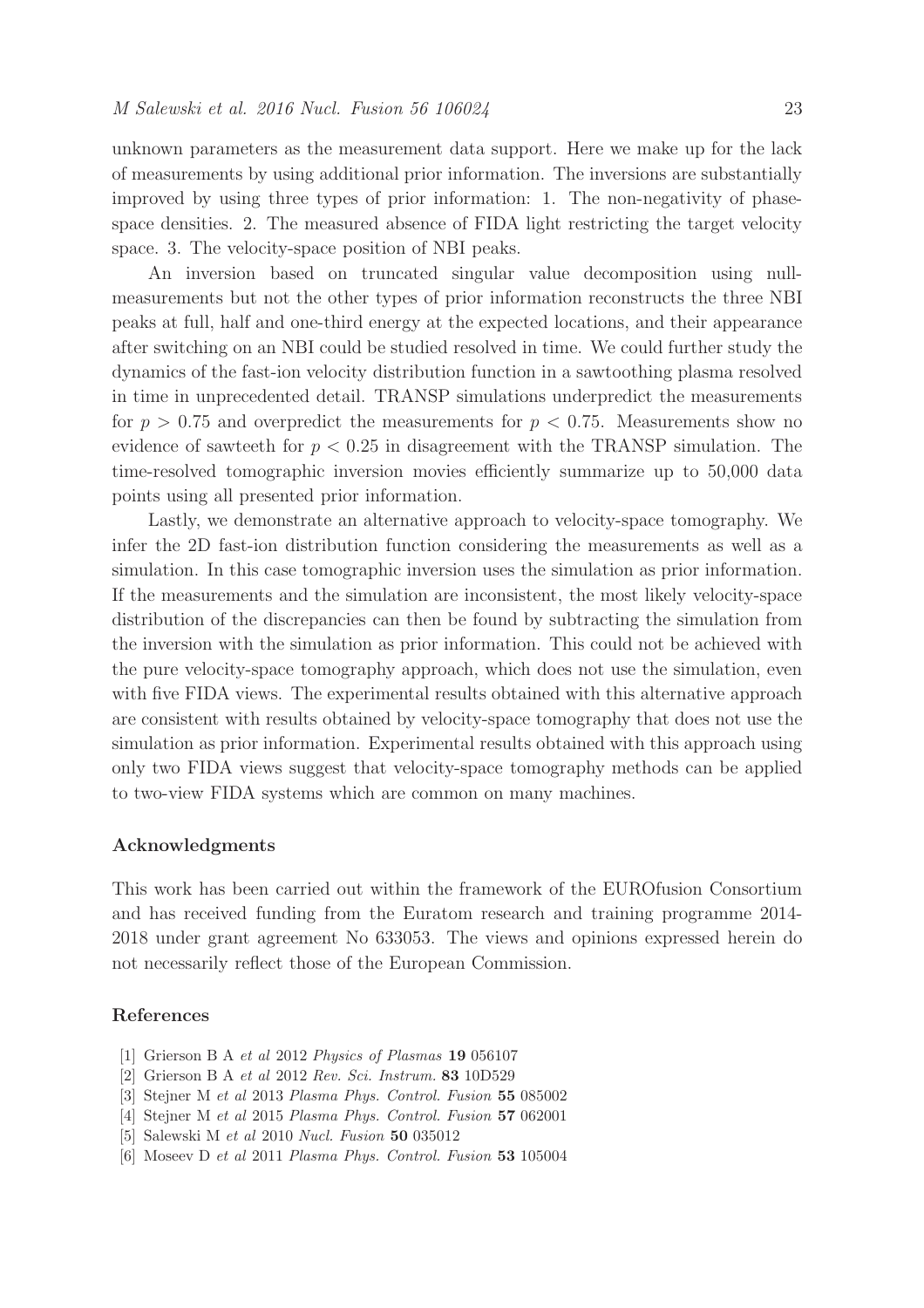unknown parameters as the measurement data support. Here we make up for the lack of measurements by using additional prior information. The inversions are substantially improved by using three types of prior information: 1. The non-negativity of phase-space densities. 2. The measured absence of FIDA light restricting the target velocity space. 3. The velocity-space position of NBI peaks.

An inversion based on truncated singular value decomposition using null-measurements but not the other types of prior information reconstructs the three NBI peaks at full, half and one-third energy at the expected locations, and their appearance after switching on an NBI could be studied resolved in time. We could further study the dynamics of the fast-ion velocity distribution function in a sawtoothing plasma resolved in time in unprecedented detail. TRANSP simulations underpredict the measurements for $p > 0.75$ and overpredict the measurements for $p < 0.75$. Measurements show no evidence of sawteeth for $p < 0.25$ in disagreement with the TRANSP simulation. The time-resolved tomographic inversion movies efficiently summarize up to 50,000 data points using all presented prior information.

Lastly, we demonstrate an alternative approach to velocity-space tomography. We infer the 2D fast-ion distribution function considering the measurements as well as a simulation. In this case tomographic inversion uses the simulation as prior information. If the measurements and the simulation are inconsistent, the most likely velocity-space distribution of the discrepancies can then be found by subtracting the simulation from the inversion with the simulation as prior information. This could not be achieved with the pure velocity-space tomography approach, which does not use the simulation, even with five FIDA views. The experimental results obtained with this alternative approach are consistent with results obtained by velocity-space tomography that does not use the simulation as prior information. Experimental results obtained with this approach using only two FIDA views suggest that velocity-space tomography methods can be applied to two-view FIDA systems which are common on many machines.

### Acknowledgments

This work has been carried out within the framework of the EUROfusion Consortium and has received funding from the Euratom research and training programme 2014-2018 under grant agreement No 633053. The views and opinions expressed herein do not necessarily reflect those of the European Commission.

### References

[1] Grierson B A *et al* 2012 *Physics of Plasmas* **19** 056107

[2] Grierson B A *et al* 2012 *Rev. Sci. Instrum.* **83** 10D529

[3] Stejner M *et al* 2013 *Plasma Phys. Control. Fusion* **55** 085002

[4] Stejner M *et al* 2015 *Plasma Phys. Control. Fusion* **57** 062001

[5] Salewski M *et al* 2010 *Nucl. Fusion* **50** 035012

[6] Moseev D *et al* 2011 *Plasma Phys. Control. Fusion* **53** 105004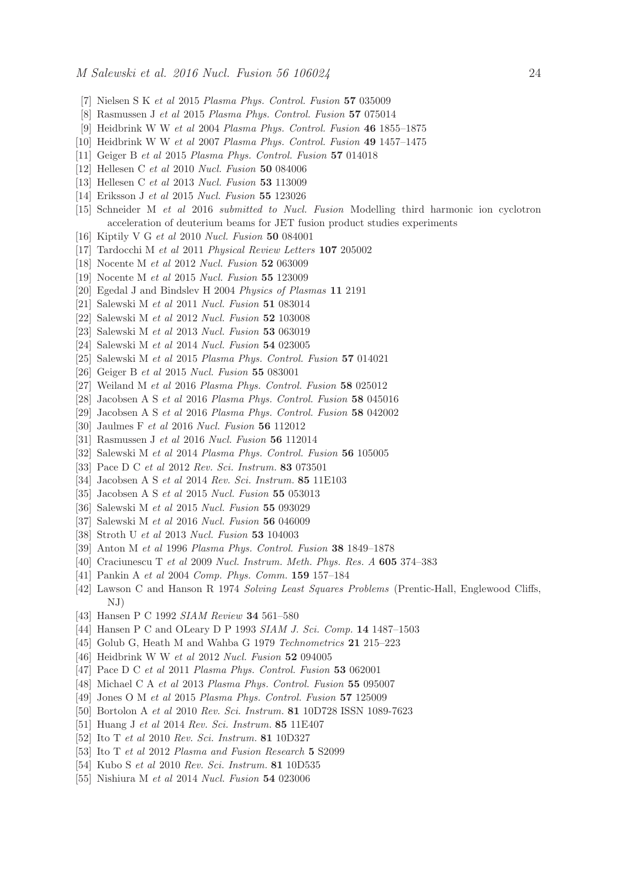[7] Nielsen S K *et al* 2015 *Plasma Phys. Control. Fusion* **57** 035009

[8] Rasmussen J *et al* 2015 *Plasma Phys. Control. Fusion* **57** 075014

[9] Heidbrink W W *et al* 2004 *Plasma Phys. Control. Fusion* **46** 1855–1875

[10] Heidbrink W W *et al* 2007 *Plasma Phys. Control. Fusion* **49** 1457–1475

[11] Geiger B *et al* 2015 *Plasma Phys. Control. Fusion* **57** 014018

[12] Hellesen C *et al* 2010 *Nucl. Fusion* **50** 084006

[13] Hellesen C *et al* 2013 *Nucl. Fusion* **53** 113009

[14] Eriksson J *et al* 2015 *Nucl. Fusion* **55** 123026

[15] Schneider M *et al* 2016 *submitted to Nucl. Fusion* Modelling third harmonic ion cyclotron acceleration of deuterium beams for JET fusion product studies experiments

[16] Kiptily V G *et al* 2010 *Nucl. Fusion* **50** 084001

[17] Tardocchi M *et al* 2011 *Physical Review Letters* **107** 205002

[18] Nocente M *et al* 2012 *Nucl. Fusion* **52** 063009

[19] Nocente M *et al* 2015 *Nucl. Fusion* **55** 123009

[20] Egedal J and Bindslev H 2004 *Physics of Plasmas* **11** 2191

[21] Salewski M *et al* 2011 *Nucl. Fusion* **51** 083014

[22] Salewski M *et al* 2012 *Nucl. Fusion* **52** 103008

[23] Salewski M *et al* 2013 *Nucl. Fusion* **53** 063019

[24] Salewski M *et al* 2014 *Nucl. Fusion* **54** 023005

[25] Salewski M *et al* 2015 *Plasma Phys. Control. Fusion* **57** 014021

[26] Geiger B *et al* 2015 *Nucl. Fusion* **55** 083001

[27] Weiland M *et al* 2016 *Plasma Phys. Control. Fusion* **58** 025012

[28] Jacobsen A S *et al* 2016 *Plasma Phys. Control. Fusion* **58** 045016

[29] Jacobsen A S *et al* 2016 *Plasma Phys. Control. Fusion* **58** 042002

[30] Jaulmes F *et al* 2016 *Nucl. Fusion* **56** 112012

[31] Rasmussen J *et al* 2016 *Nucl. Fusion* **56** 112014

[32] Salewski M *et al* 2014 *Plasma Phys. Control. Fusion* **56** 105005

[33] Pace D C *et al* 2012 *Rev. Sci. Instrum.* **83** 073501

[34] Jacobsen A S *et al* 2014 *Rev. Sci. Instrum.* **85** 11E103

[35] Jacobsen A S *et al* 2015 *Nucl. Fusion* **55** 053013

[36] Salewski M *et al* 2015 *Nucl. Fusion* **55** 093029

[37] Salewski M *et al* 2016 *Nucl. Fusion* **56** 046009

[38] Stroth U *et al* 2013 *Nucl. Fusion* **53** 104003

[39] Anton M *et al* 1996 *Plasma Phys. Control. Fusion* **38** 1849–1878

[40] Craciunescu T *et al* 2009 *Nucl. Instrum. Meth. Phys. Res. A* **605** 374–383

[41] Pankin A *et al* 2004 *Comp. Phys. Comm.* **159** 157–184

[42] Lawson C and Hanson R 1974 *Solving Least Squares Problems* (Prentic-Hall, Englewood Cliffs, NJ)

[43] Hansen P C 1992 *SIAM Review* **34** 561–580

[44] Hansen P C and OLeary D P 1993 *SIAM J. Sci. Comp.* **14** 1487–1503

[45] Golub G, Heath M and Wahba G 1979 *Technometrics* **21** 215–223

[46] Heidbrink W W *et al* 2012 *Nucl. Fusion* **52** 094005

[47] Pace D C *et al* 2011 *Plasma Phys. Control. Fusion* **53** 062001

[48] Michael C A *et al* 2013 *Plasma Phys. Control. Fusion* **55** 095007

[49] Jones O M *et al* 2015 *Plasma Phys. Control. Fusion* **57** 125009

[50] Bortolon A *et al* 2010 *Rev. Sci. Instrum.* **81** 10D728 ISSN 1089-7623

[51] Huang J *et al* 2014 *Rev. Sci. Instrum.* **85** 11E407

[52] Ito T *et al* 2010 *Rev. Sci. Instrum.* **81** 10D327

[53] Ito T *et al* 2012 *Plasma and Fusion Research* **5** S2099

[54] Kubo S *et al* 2010 *Rev. Sci. Instrum.* **81** 10D535

[55] Nishiura M *et al* 2014 *Nucl. Fusion* **54** 023006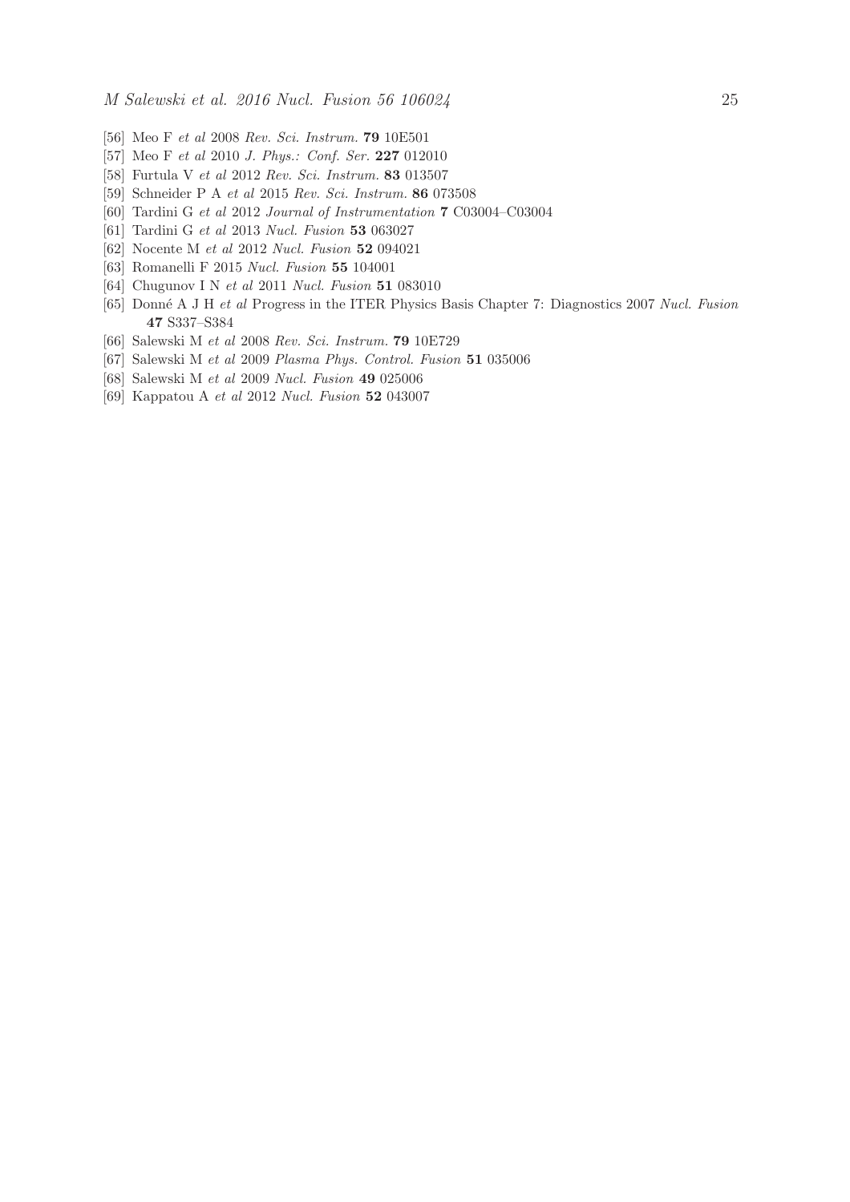[56] Meo F *et al* 2008 *Rev. Sci. Instrum.* **79** 10E501
[57] Meo F *et al* 2010 *J. Phys.: Conf. Ser.* **227** 012010
[58] Furtula V *et al* 2012 *Rev. Sci. Instrum.* **83** 013507
[59] Schneider P A *et al* 2015 *Rev. Sci. Instrum.* **86** 073508
[60] Tardini G *et al* 2012 *Journal of Instrumentation* **7** C03004–C03004
[61] Tardini G *et al* 2013 *Nucl. Fusion* **53** 063027
[62] Nocente M *et al* 2012 *Nucl. Fusion* **52** 094021
[63] Romanelli F 2015 *Nucl. Fusion* **55** 104001
[64] Chugunov I N *et al* 2011 *Nucl. Fusion* **51** 083010
[65] Donné A J H *et al* Progress in the ITER Physics Basis Chapter 7: Diagnostics 2007 *Nucl. Fusion* **47** S337–S384
[66] Salewski M *et al* 2008 *Rev. Sci. Instrum.* **79** 10E729
[67] Salewski M *et al* 2009 *Plasma Phys. Control. Fusion* **51** 035006
[68] Salewski M *et al* 2009 *Nucl. Fusion* **49** 025006
[69] Kappatou A *et al* 2012 *Nucl. Fusion* **52** 043007